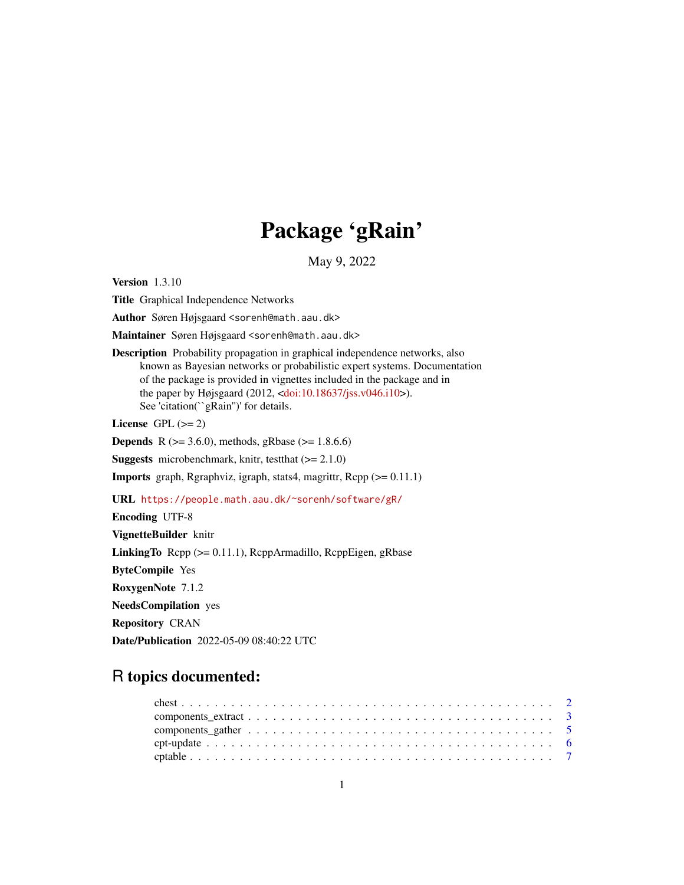# Package 'gRain'

May 9, 2022

**Version** 1.3.10

**Title** Graphical Independence Networks

**Author** Søren Højsgaard <sorenh@math.aau.dk>

**Maintainer** Søren Højsgaard <sorenh@math.aau.dk>

**Description** Probability propagation in graphical independence networks, also known as Bayesian networks or probabilistic expert systems. Documentation of the package is provided in vignettes included in the package and in the paper by Højsgaard (2012, <doi:10.18637/jss.v046.i10>). See 'citation(``gRain'')' for details.

**License** GPL (>= 2)

**Depends** R (>= 3.6.0), methods, gRbase (>= 1.8.6.6)

**Suggests** microbenchmark, knitr, testthat (>= 2.1.0)

**Imports** graph, Rgraphviz, igraph, stats4, magrittr, Rcpp (>= 0.11.1)

**URL** https://people.math.aau.dk/~sorenh/software/gR/

**Encoding** UTF-8

**VignetteBuilder** knitr

**LinkingTo** Rcpp (>= 0.11.1), RcppArmadillo, RcppEigen, gRbase

**ByteCompile** Yes

**RoxygenNote** 7.1.2

**NeedsCompilation** yes

**Repository** CRAN

**Date/Publication** 2022-05-09 08:40:22 UTC

## R topics documented:

- chest . . . . . . . . . . . . . . . . . . . . . . . . . . . . . . . . . . . . . . . . . . . 2
- components_extract . . . . . . . . . . . . . . . . . . . . . . . . . . . . . . . . . . . . 3
- components_gather . . . . . . . . . . . . . . . . . . . . . . . . . . . . . . . . . . . . 5
- cpt-update . . . . . . . . . . . . . . . . . . . . . . . . . . . . . . . . . . . . . . . . . 6
- cptable . . . . . . . . . . . . . . . . . . . . . . . . . . . . . . . . . . . . . . . . . . . 7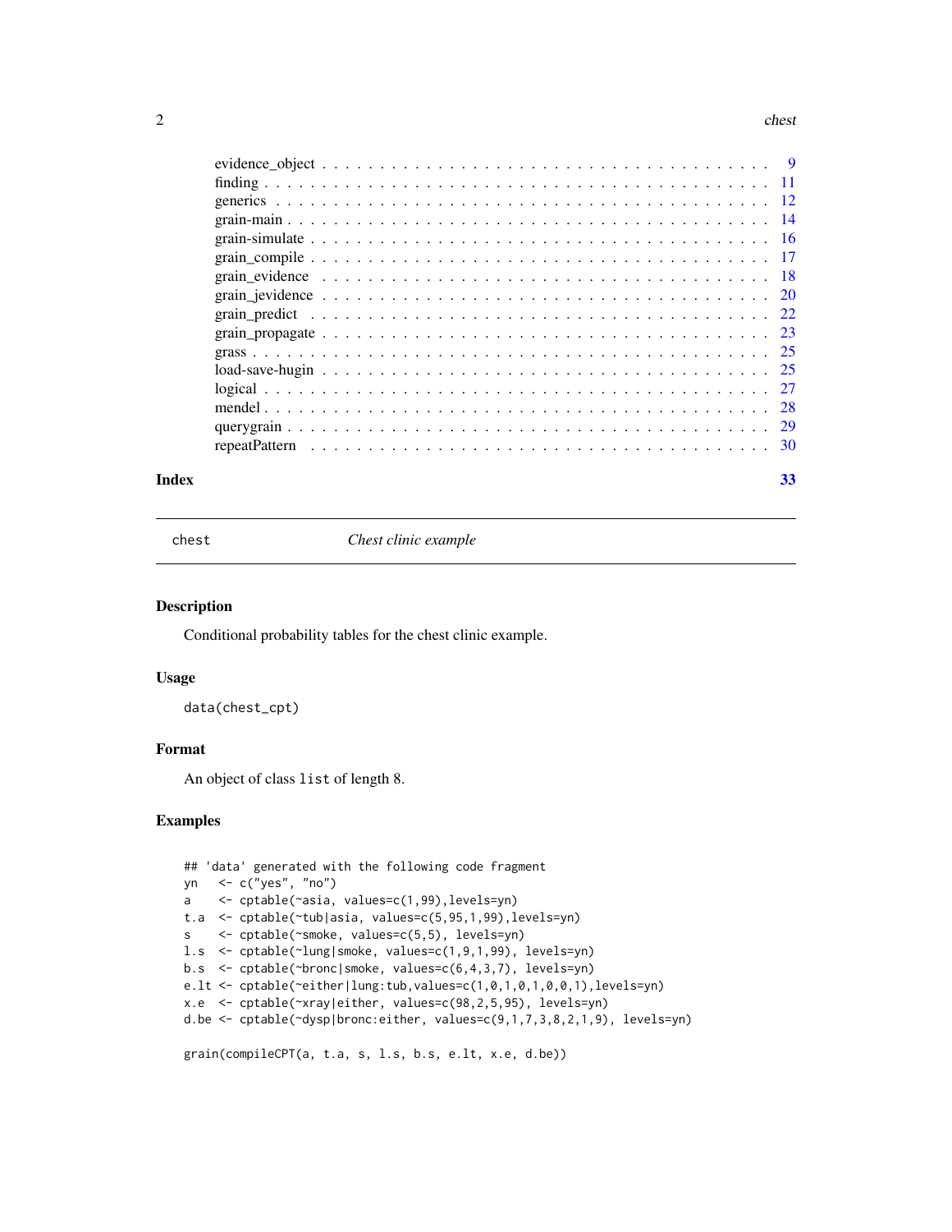| | |
|---|---|
| evidence_object | 9 |
| finding | 11 |
| generics | 12 |
| grain-main | 14 |
| grain-simulate | 16 |
| grain_compile | 17 |
| grain_evidence | 18 |
| grain_jevidence | 20 |
| grain_predict | 22 |
| grain_propagate | 23 |
| grass | 25 |
| load-save-hugin | 25 |
| logical | 27 |
| mendel | 28 |
| querygrain | 29 |
| repeatPattern | 30 |

**Index** 33

---

chest *Chest clinic example*

---

## Description

Conditional probability tables for the chest clinic example.

## Usage

```
data(chest_cpt)
```

## Format

An object of class `list` of length 8.

## Examples

```
## 'data' generated with the following code fragment
yn   <- c("yes", "no")
a    <- cptable(~asia, values=c(1,99),levels=yn)
t.a  <- cptable(~tub|asia, values=c(5,95,1,99),levels=yn)
s    <- cptable(~smoke, values=c(5,5), levels=yn)
l.s  <- cptable(~lung|smoke, values=c(1,9,1,99), levels=yn)
b.s  <- cptable(~bronc|smoke, values=c(6,4,3,7), levels=yn)
e.lt <- cptable(~either|lung:tub,values=c(1,0,1,0,1,0,0,1),levels=yn)
x.e  <- cptable(~xray|either, values=c(98,2,5,95), levels=yn)
d.be <- cptable(~dysp|bronc:either, values=c(9,1,7,3,8,2,1,9), levels=yn)

grain(compileCPT(a, t.a, s, l.s, b.s, e.lt, x.e, d.be))
```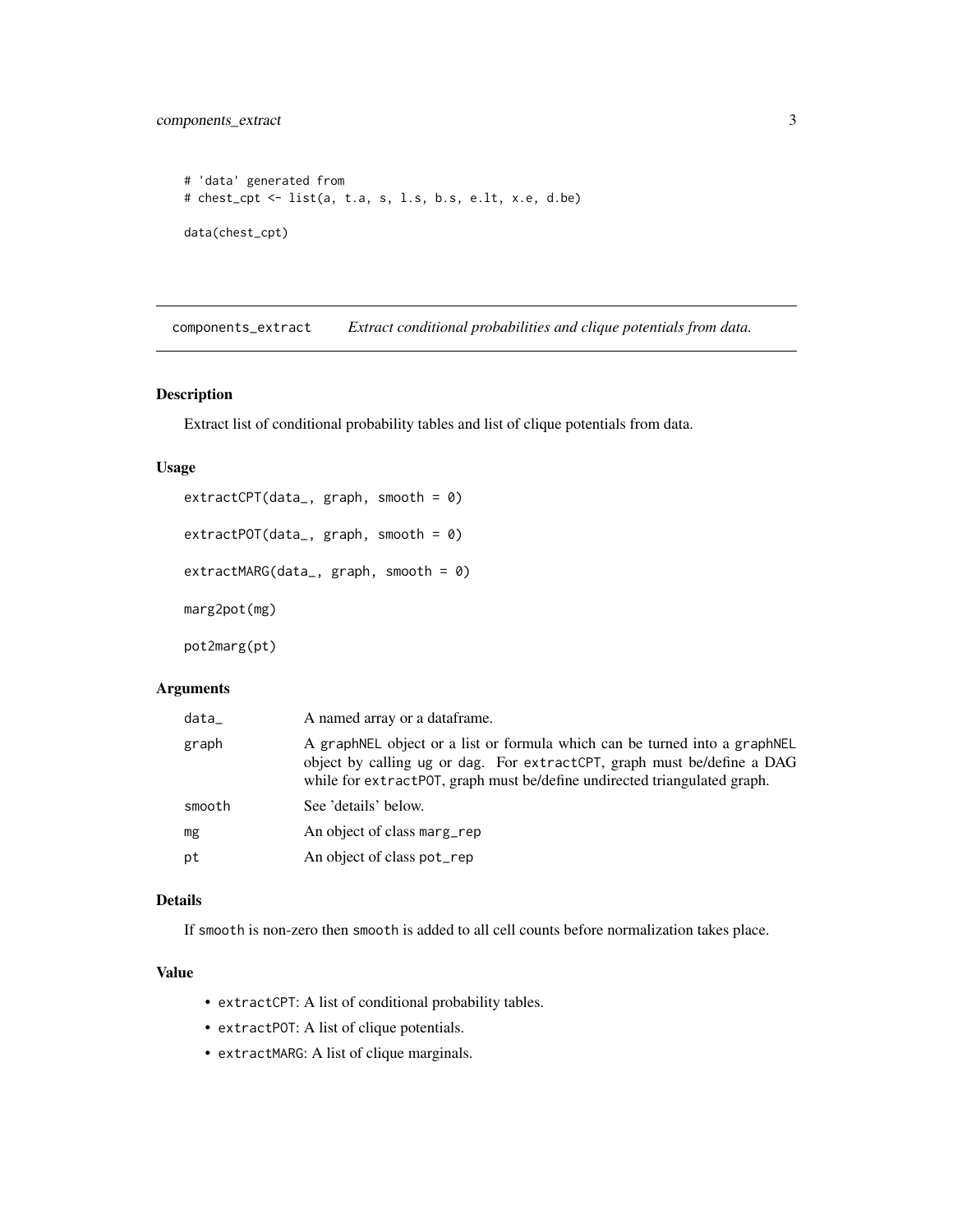```
# 'data' generated from
# chest_cpt <- list(a, t.a, s, l.s, b.s, e.lt, x.e, d.be)

data(chest_cpt)
```

## components_extract    *Extract conditional probabilities and clique potentials from data.*

### Description

Extract list of conditional probability tables and list of clique potentials from data.

### Usage

```
extractCPT(data_, graph, smooth = 0)

extractPOT(data_, graph, smooth = 0)

extractMARG(data_, graph, smooth = 0)

marg2pot(mg)

pot2marg(pt)
```

### Arguments

| | |
|---|---|
| `data_` | A named array or a dataframe. |
| `graph` | A `graphNEL` object or a list or formula which can be turned into a `graphNEL` object by calling `ug` or `dag`. For `extractCPT`, graph must be/define a DAG while for `extractPOT`, graph must be/define undirected triangulated graph. |
| `smooth` | See 'details' below. |
| `mg` | An object of class `marg_rep` |
| `pt` | An object of class `pot_rep` |

### Details

If `smooth` is non-zero then `smooth` is added to all cell counts before normalization takes place.

### Value

- `extractCPT`: A list of conditional probability tables.
- `extractPOT`: A list of clique potentials.
- `extractMARG`: A list of clique marginals.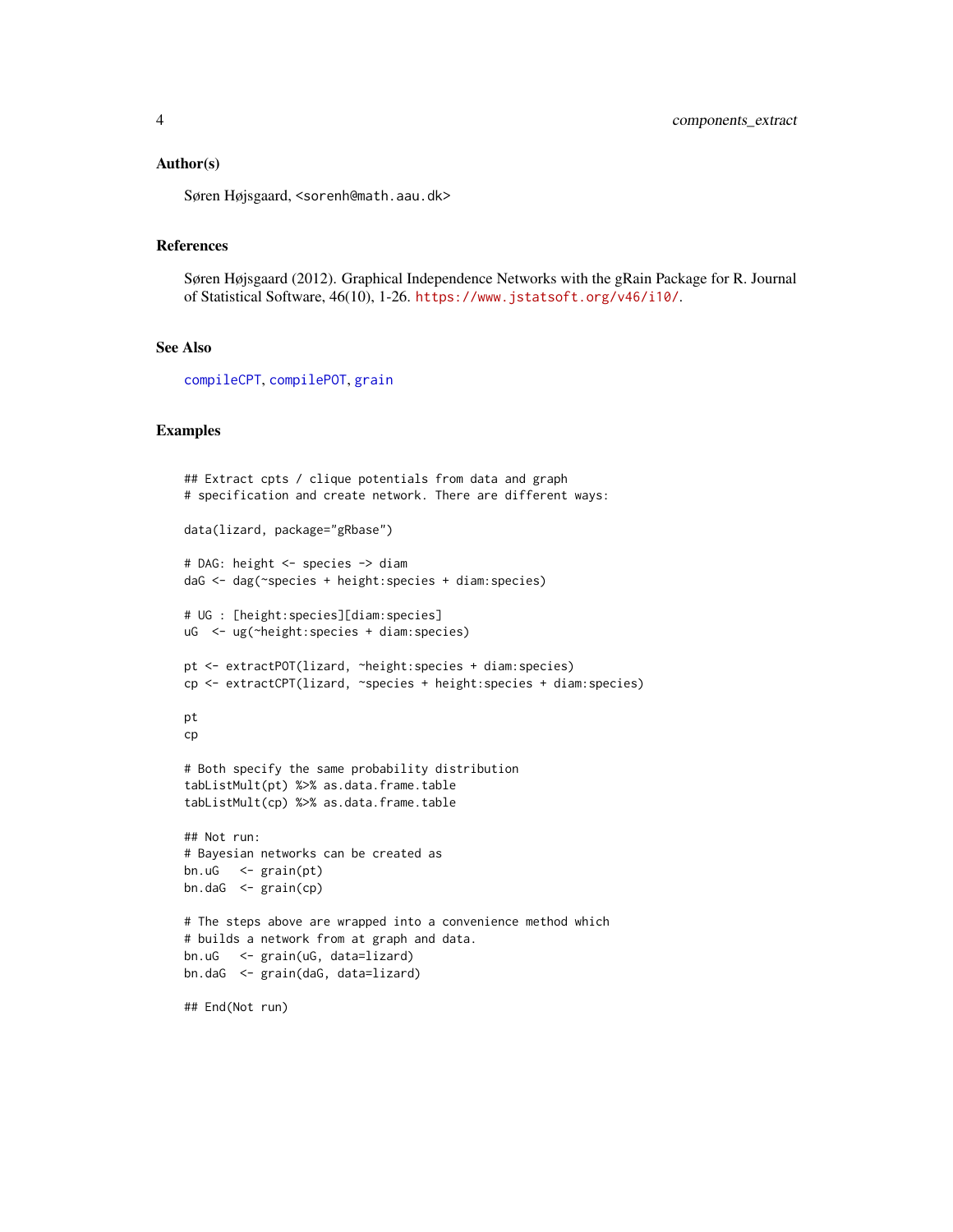### Author(s)

Søren Højsgaard, <sorenh@math.aau.dk>

### References

Søren Højsgaard (2012). Graphical Independence Networks with the gRain Package for R. Journal of Statistical Software, 46(10), 1-26. https://www.jstatsoft.org/v46/i10/.

### See Also

compileCPT, compilePOT, grain

### Examples

```
## Extract cpts / clique potentials from data and graph
# specification and create network. There are different ways:

data(lizard, package="gRbase")

# DAG: height <- species -> diam
daG <- dag(~species + height:species + diam:species)

# UG : [height:species][diam:species]
uG  <- ug(~height:species + diam:species)

pt <- extractPOT(lizard, ~height:species + diam:species)
cp <- extractCPT(lizard, ~species + height:species + diam:species)

pt
cp

# Both specify the same probability distribution
tabListMult(pt) %>% as.data.frame.table
tabListMult(cp) %>% as.data.frame.table

## Not run:
# Bayesian networks can be created as
bn.uG   <- grain(pt)
bn.daG  <- grain(cp)

# The steps above are wrapped into a convenience method which
# builds a network from at graph and data.
bn.uG   <- grain(uG, data=lizard)
bn.daG  <- grain(daG, data=lizard)

## End(Not run)
```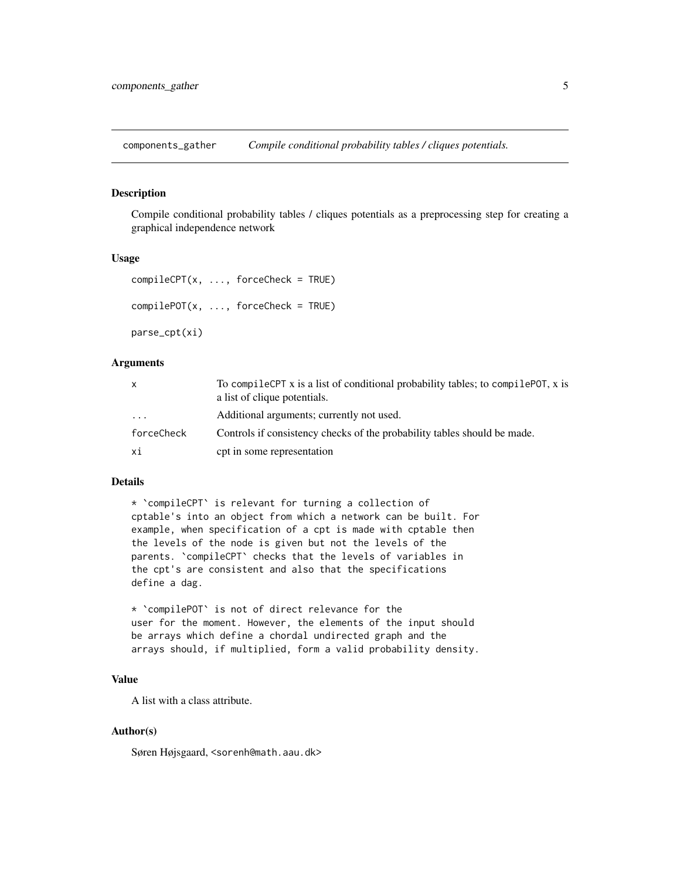components_gather *Compile conditional probability tables / cliques potentials.*

## Description

Compile conditional probability tables / cliques potentials as a preprocessing step for creating a graphical independence network

## Usage

```
compileCPT(x, ..., forceCheck = TRUE)

compilePOT(x, ..., forceCheck = TRUE)

parse_cpt(xi)
```

## Arguments

| | |
|---|---|
| x | To compileCPT x is a list of conditional probability tables; to compilePOT, x is a list of clique potentials. |
| ... | Additional arguments; currently not used. |
| forceCheck | Controls if consistency checks of the probability tables should be made. |
| xi | cpt in some representation |

## Details

```
* `compileCPT` is relevant for turning a collection of
cptable's into an object from which a network can be built. For
example, when specification of a cpt is made with cptable then
the levels of the node is given but not the levels of the
parents. `compileCPT` checks that the levels of variables in
the cpt's are consistent and also that the specifications
define a dag.

* `compilePOT` is not of direct relevance for the
user for the moment. However, the elements of the input should
be arrays which define a chordal undirected graph and the
arrays should, if multiplied, form a valid probability density.
```

## Value

A list with a class attribute.

## Author(s)

Søren Højsgaard, <sorenh@math.aau.dk>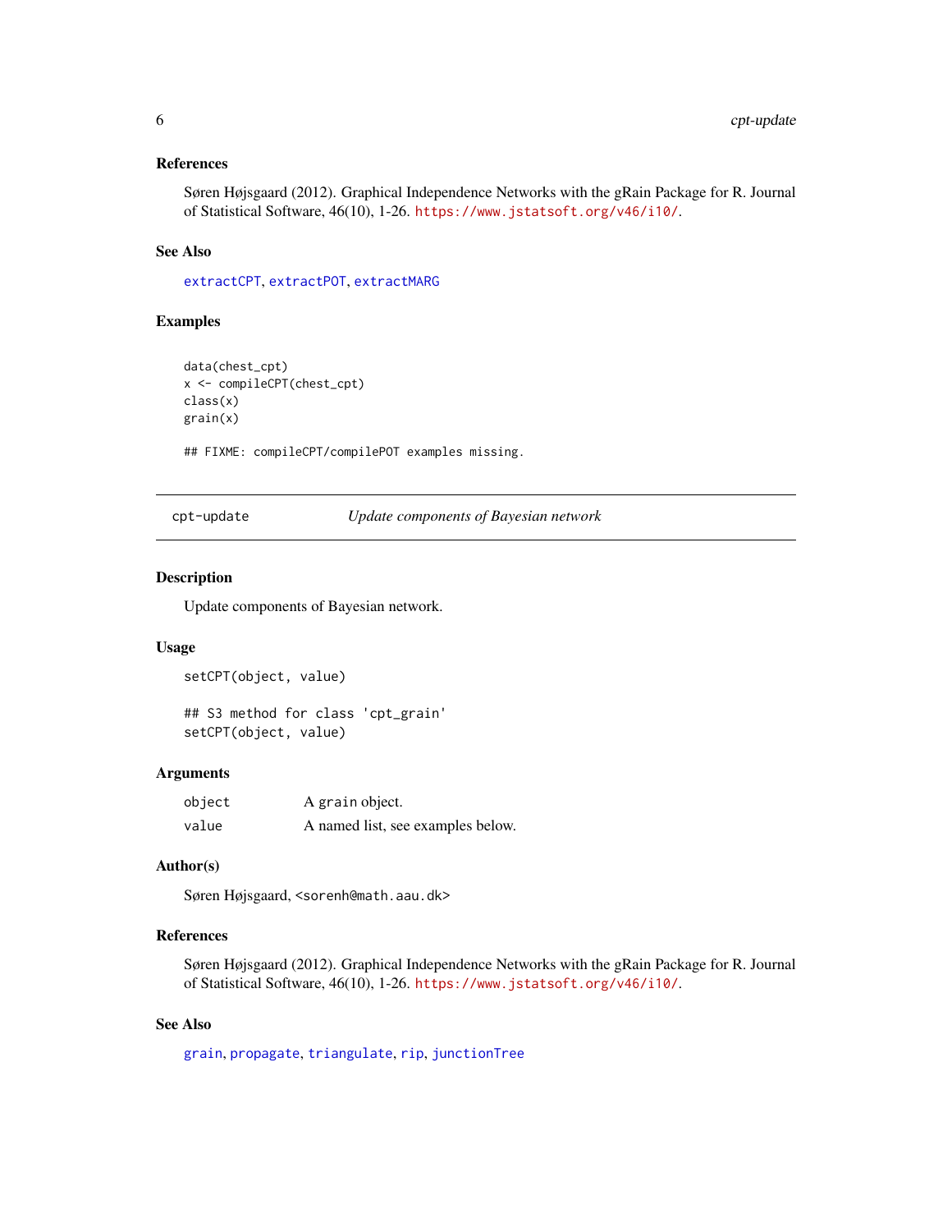### References

Søren Højsgaard (2012). Graphical Independence Networks with the gRain Package for R. Journal of Statistical Software, 46(10), 1-26. https://www.jstatsoft.org/v46/i10/.

### See Also

extractCPT, extractPOT, extractMARG

### Examples

```
data(chest_cpt)
x <- compileCPT(chest_cpt)
class(x)
grain(x)

## FIXME: compileCPT/compilePOT examples missing.
```

---

## cpt-update    *Update components of Bayesian network*

---

### Description

Update components of Bayesian network.

### Usage

```
setCPT(object, value)

## S3 method for class 'cpt_grain'
setCPT(object, value)
```

### Arguments

| | |
|---|---|
| object | A grain object. |
| value | A named list, see examples below. |

### Author(s)

Søren Højsgaard, <sorenh@math.aau.dk>

### References

Søren Højsgaard (2012). Graphical Independence Networks with the gRain Package for R. Journal of Statistical Software, 46(10), 1-26. https://www.jstatsoft.org/v46/i10/.

### See Also

grain, propagate, triangulate, rip, junctionTree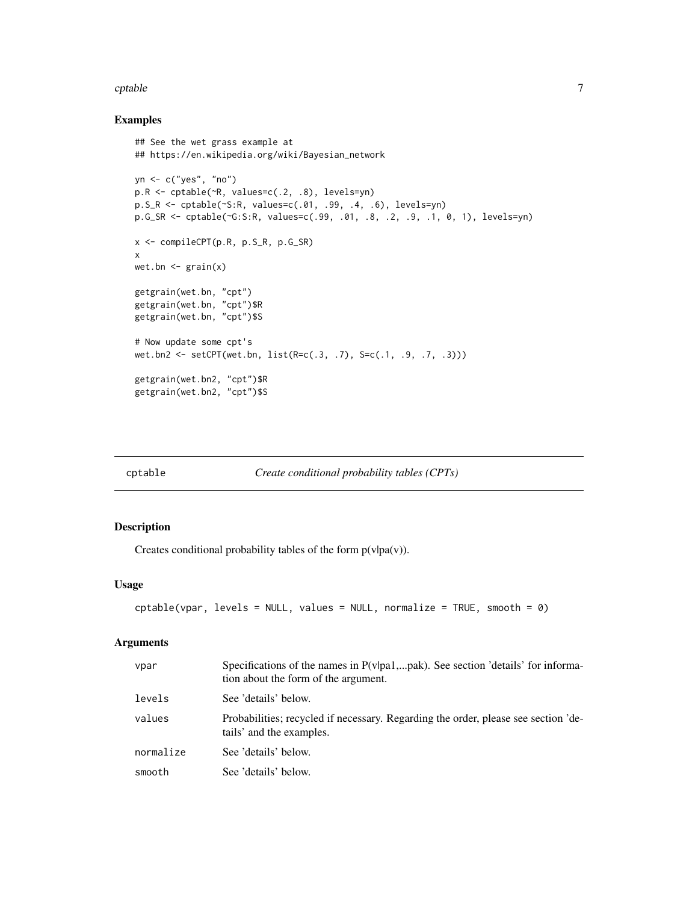## Examples

```
## See the wet grass example at
## https://en.wikipedia.org/wiki/Bayesian_network

yn <- c("yes", "no")
p.R <- cptable(~R, values=c(.2, .8), levels=yn)
p.S_R <- cptable(~S:R, values=c(.01, .99, .4, .6), levels=yn)
p.G_SR <- cptable(~G:S:R, values=c(.99, .01, .8, .2, .9, .1, 0, 1), levels=yn)

x <- compileCPT(p.R, p.S_R, p.G_SR)
x
wet.bn <- grain(x)

getgrain(wet.bn, "cpt")
getgrain(wet.bn, "cpt")$R
getgrain(wet.bn, "cpt")$S

# Now update some cpt's
wet.bn2 <- setCPT(wet.bn, list(R=c(.3, .7), S=c(.1, .9, .7, .3)))

getgrain(wet.bn2, "cpt")$R
getgrain(wet.bn2, "cpt")$S
```

---

# cptable — *Create conditional probability tables (CPTs)*

## Description

Creates conditional probability tables of the form p(v|pa(v)).

## Usage

```
cptable(vpar, levels = NULL, values = NULL, normalize = TRUE, smooth = 0)
```

## Arguments

| | |
|---|---|
| `vpar` | Specifications of the names in P(v|pa1,...pak). See section 'details' for information about the form of the argument. |
| `levels` | See 'details' below. |
| `values` | Probabilities; recycled if necessary. Regarding the order, please see section 'details' and the examples. |
| `normalize` | See 'details' below. |
| `smooth` | See 'details' below. |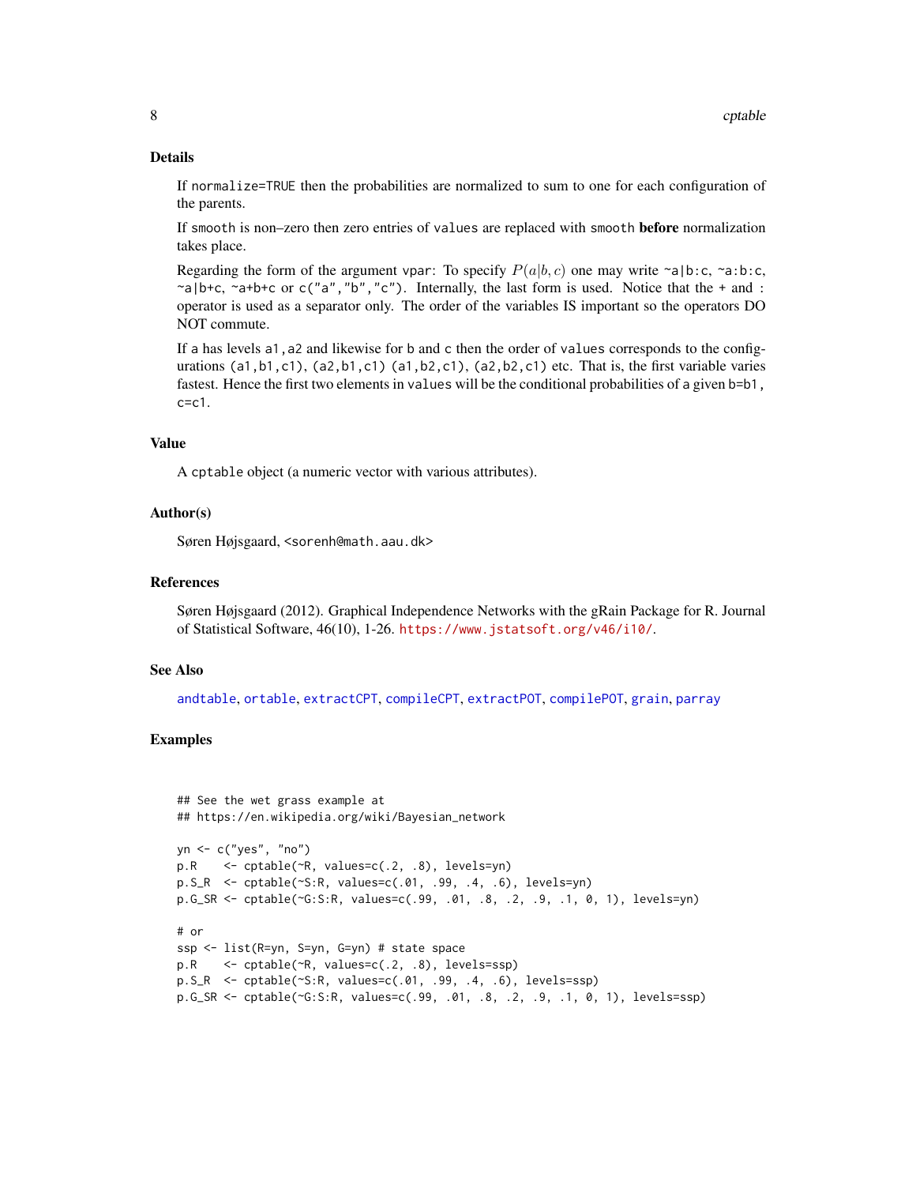### Details

If `normalize=TRUE` then the probabilities are normalized to sum to one for each configuration of the parents.

If `smooth` is non–zero then zero entries of `values` are replaced with `smooth` **before** normalization takes place.

Regarding the form of the argument `vpar`: To specify $P(a|b,c)$ one may write `~a|b:c`, `~a:b:c`, `~a|b+c`, `~a+b+c` or `c("a","b","c")`. Internally, the last form is used. Notice that the `+` and `:` operator is used as a separator only. The order of the variables IS important so the operators DO NOT commute.

If `a` has levels `a1,a2` and likewise for `b` and `c` then the order of `values` corresponds to the configurations `(a1,b1,c1)`, `(a2,b1,c1)` `(a1,b2,c1)`, `(a2,b2,c1)` etc. That is, the first variable varies fastest. Hence the first two elements in `values` will be the conditional probabilities of `a` given `b=b1, c=c1`.

### Value

A `cptable` object (a numeric vector with various attributes).

### Author(s)

Søren Højsgaard, <sorenh@math.aau.dk>

### References

Søren Højsgaard (2012). Graphical Independence Networks with the gRain Package for R. Journal of Statistical Software, 46(10), 1-26. https://www.jstatsoft.org/v46/i10/.

### See Also

andtable, ortable, extractCPT, compileCPT, extractPOT, compilePOT, grain, parray

### Examples

```
## See the wet grass example at
## https://en.wikipedia.org/wiki/Bayesian_network

yn <- c("yes", "no")
p.R    <- cptable(~R, values=c(.2, .8), levels=yn)
p.S_R  <- cptable(~S:R, values=c(.01, .99, .4, .6), levels=yn)
p.G_SR <- cptable(~G:S:R, values=c(.99, .01, .8, .2, .9, .1, 0, 1), levels=yn)

# or
ssp <- list(R=yn, S=yn, G=yn) # state space
p.R    <- cptable(~R, values=c(.2, .8), levels=ssp)
p.S_R  <- cptable(~S:R, values=c(.01, .99, .4, .6), levels=ssp)
p.G_SR <- cptable(~G:S:R, values=c(.99, .01, .8, .2, .9, .1, 0, 1), levels=ssp)
```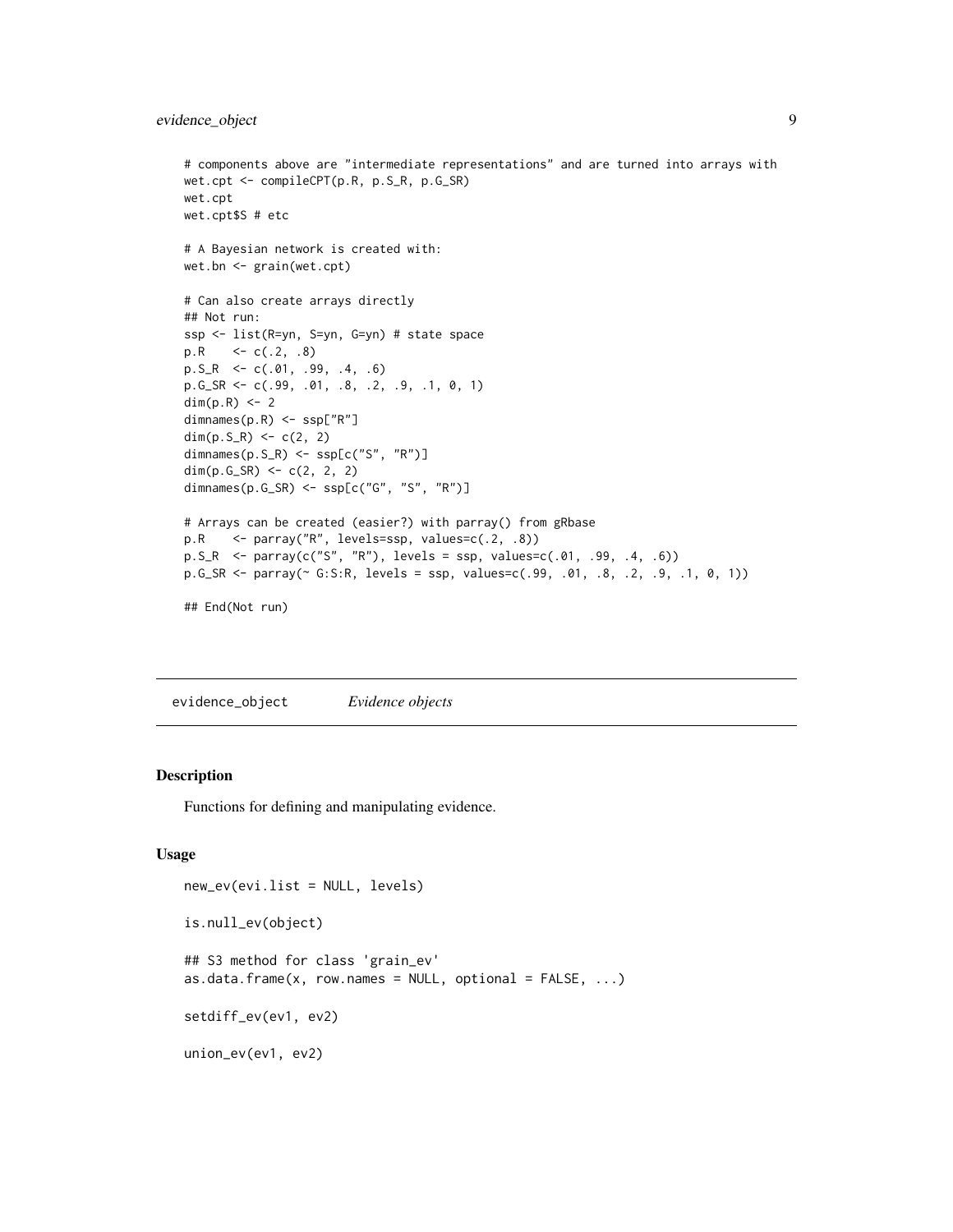```
# components above are "intermediate representations" and are turned into arrays with
wet.cpt <- compileCPT(p.R, p.S_R, p.G_SR)
wet.cpt
wet.cpt$S # etc

# A Bayesian network is created with:
wet.bn <- grain(wet.cpt)

# Can also create arrays directly
## Not run:
ssp <- list(R=yn, S=yn, G=yn) # state space
p.R    <- c(.2, .8)
p.S_R  <- c(.01, .99, .4, .6)
p.G_SR <- c(.99, .01, .8, .2, .9, .1, 0, 1)
dim(p.R) <- 2
dimnames(p.R) <- ssp["R"]
dim(p.S_R) <- c(2, 2)
dimnames(p.S_R) <- ssp[c("S", "R")]
dim(p.G_SR) <- c(2, 2, 2)
dimnames(p.G_SR) <- ssp[c("G", "S", "R")]

# Arrays can be created (easier?) with parray() from gRbase
p.R    <- parray("R", levels=ssp, values=c(.2, .8))
p.S_R  <- parray(c("S", "R"), levels = ssp, values=c(.01, .99, .4, .6))
p.G_SR <- parray(~ G:S:R, levels = ssp, values=c(.99, .01, .8, .2, .9, .1, 0, 1))

## End(Not run)
```

---

## evidence_object *Evidence objects*

### Description

Functions for defining and manipulating evidence.

### Usage

```
new_ev(evi.list = NULL, levels)

is.null_ev(object)

## S3 method for class 'grain_ev'
as.data.frame(x, row.names = NULL, optional = FALSE, ...)

setdiff_ev(ev1, ev2)

union_ev(ev1, ev2)
```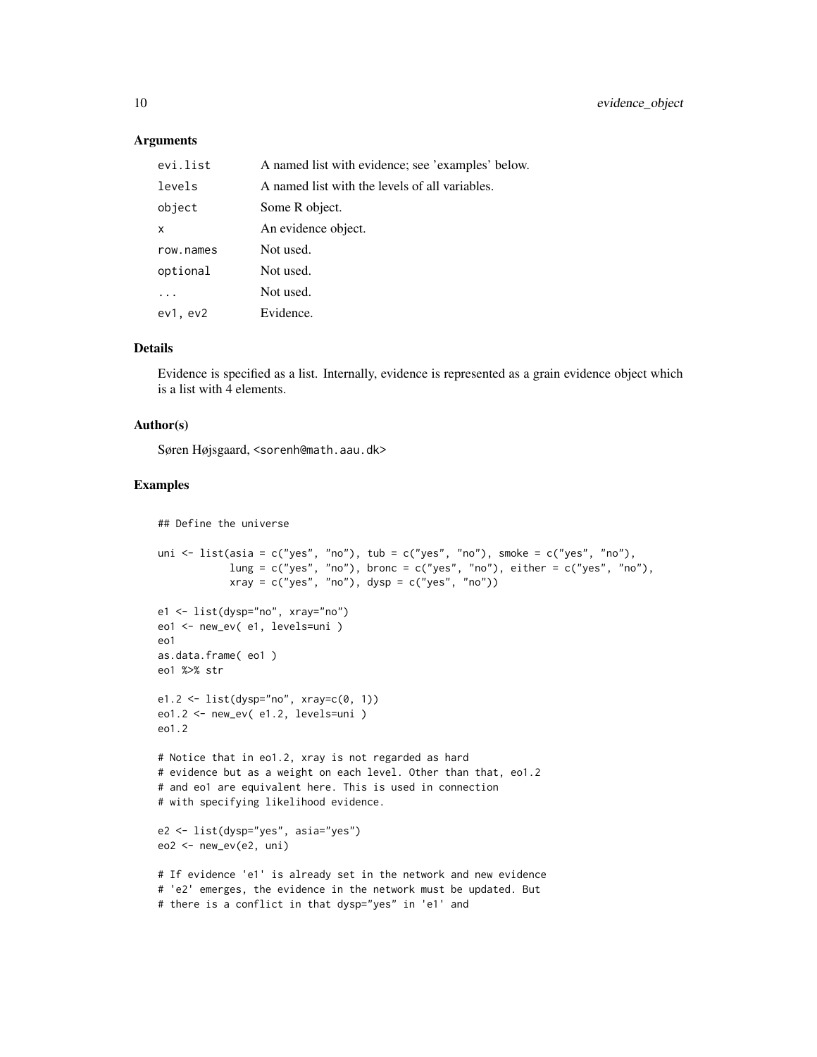### Arguments

| | |
|---|---|
| `evi.list` | A named list with evidence; see 'examples' below. |
| `levels` | A named list with the levels of all variables. |
| `object` | Some R object. |
| `x` | An evidence object. |
| `row.names` | Not used. |
| `optional` | Not used. |
| `...` | Not used. |
| `ev1, ev2` | Evidence. |

### Details

Evidence is specified as a list. Internally, evidence is represented as a grain evidence object which is a list with 4 elements.

### Author(s)

Søren Højsgaard, <sorenh@math.aau.dk>

### Examples

```
## Define the universe

uni <- list(asia = c("yes", "no"), tub = c("yes", "no"), smoke = c("yes", "no"),
            lung = c("yes", "no"), bronc = c("yes", "no"), either = c("yes", "no"),
            xray = c("yes", "no"), dysp = c("yes", "no"))

e1 <- list(dysp="no", xray="no")
eo1 <- new_ev( e1, levels=uni )
eo1
as.data.frame( eo1 )
eo1 %>% str

e1.2 <- list(dysp="no", xray=c(0, 1))
eo1.2 <- new_ev( e1.2, levels=uni )
eo1.2

# Notice that in eo1.2, xray is not regarded as hard
# evidence but as a weight on each level. Other than that, eo1.2
# and eo1 are equivalent here. This is used in connection
# with specifying likelihood evidence.

e2 <- list(dysp="yes", asia="yes")
eo2 <- new_ev(e2, uni)

# If evidence 'e1' is already set in the network and new evidence
# 'e2' emerges, the evidence in the network must be updated. But
# there is a conflict in that dysp="yes" in 'e1' and
```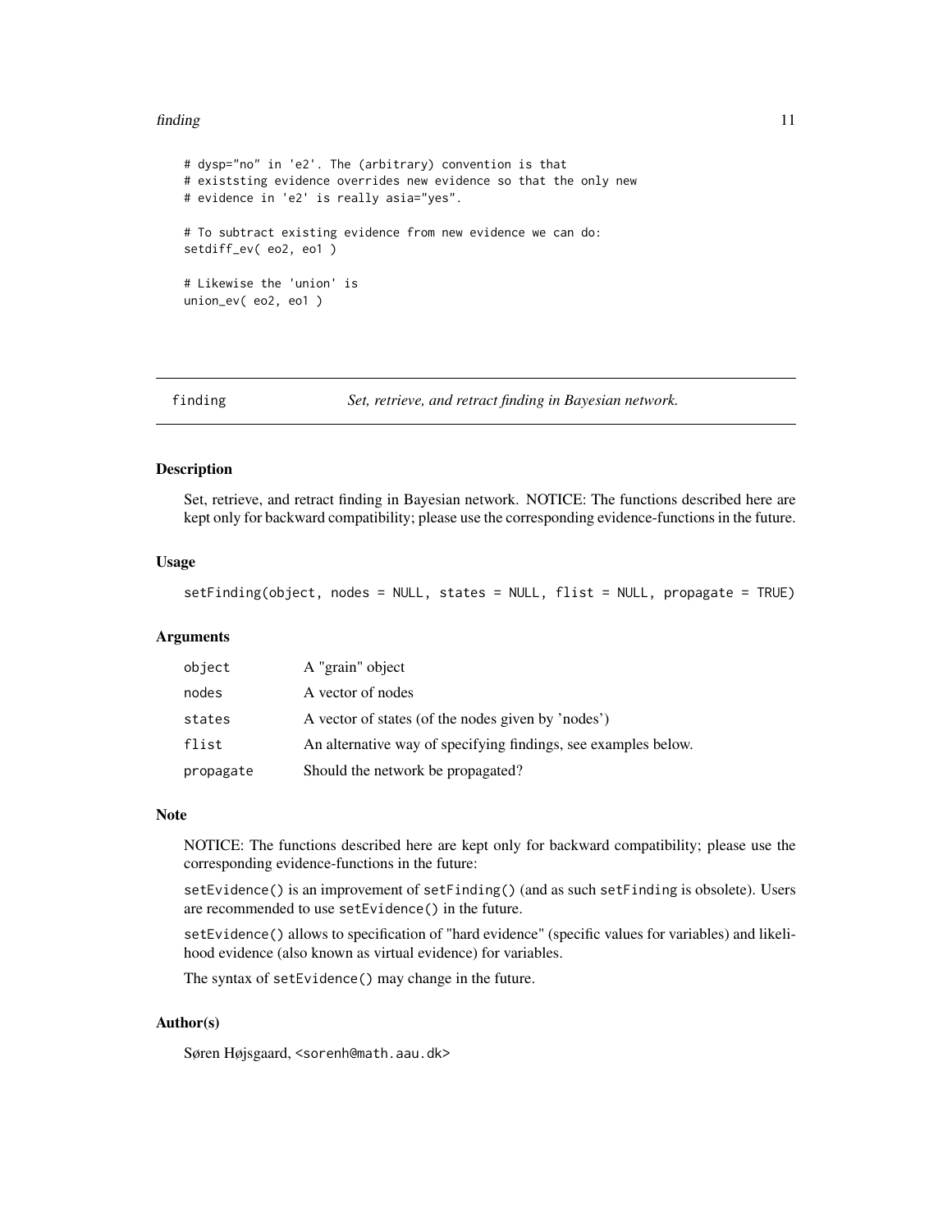```
# dysp="no" in 'e2'. The (arbitrary) convention is that
# existsting evidence overrides new evidence so that the only new
# evidence in 'e2' is really asia="yes".

# To subtract existing evidence from new evidence we can do:
setdiff_ev( eo2, eo1 )

# Likewise the 'union' is
union_ev( eo2, eo1 )
```

---

## finding — *Set, retrieve, and retract finding in Bayesian network.*

---

### Description

Set, retrieve, and retract finding in Bayesian network. NOTICE: The functions described here are kept only for backward compatibility; please use the corresponding evidence-functions in the future.

### Usage

```
setFinding(object, nodes = NULL, states = NULL, flist = NULL, propagate = TRUE)
```

### Arguments

| | |
|---|---|
| `object` | A "grain" object |
| `nodes` | A vector of nodes |
| `states` | A vector of states (of the nodes given by 'nodes') |
| `flist` | An alternative way of specifying findings, see examples below. |
| `propagate` | Should the network be propagated? |

### Note

NOTICE: The functions described here are kept only for backward compatibility; please use the corresponding evidence-functions in the future:

`setEvidence()` is an improvement of `setFinding()` (and as such `setFinding` is obsolete). Users are recommended to use `setEvidence()` in the future.

`setEvidence()` allows to specification of "hard evidence" (specific values for variables) and likelihood evidence (also known as virtual evidence) for variables.

The syntax of `setEvidence()` may change in the future.

### Author(s)

Søren Højsgaard, <sorenh@math.aau.dk>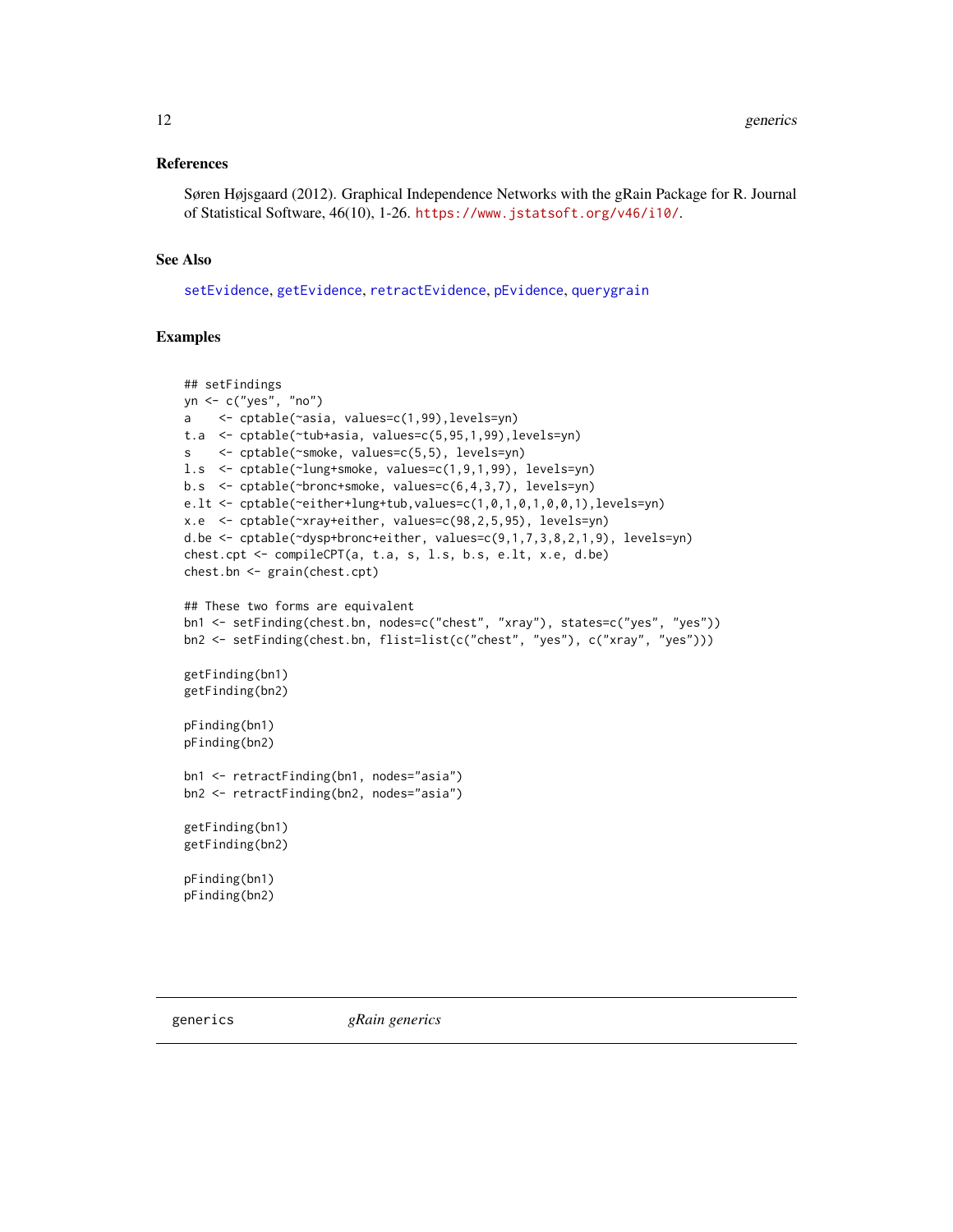### References

Søren Højsgaard (2012). Graphical Independence Networks with the gRain Package for R. Journal of Statistical Software, 46(10), 1-26. https://www.jstatsoft.org/v46/i10/.

### See Also

setEvidence, getEvidence, retractEvidence, pEvidence, querygrain

### Examples

```
## setFindings
yn <- c("yes", "no")
a    <- cptable(~asia, values=c(1,99),levels=yn)
t.a  <- cptable(~tub+asia, values=c(5,95,1,99),levels=yn)
s    <- cptable(~smoke, values=c(5,5), levels=yn)
l.s  <- cptable(~lung+smoke, values=c(1,9,1,99), levels=yn)
b.s  <- cptable(~bronc+smoke, values=c(6,4,3,7), levels=yn)
e.lt <- cptable(~either+lung+tub,values=c(1,0,1,0,1,0,0,1),levels=yn)
x.e  <- cptable(~xray+either, values=c(98,2,5,95), levels=yn)
d.be <- cptable(~dysp+bronc+either, values=c(9,1,7,3,8,2,1,9), levels=yn)
chest.cpt <- compileCPT(a, t.a, s, l.s, b.s, e.lt, x.e, d.be)
chest.bn <- grain(chest.cpt)

## These two forms are equivalent
bn1 <- setFinding(chest.bn, nodes=c("chest", "xray"), states=c("yes", "yes"))
bn2 <- setFinding(chest.bn, flist=list(c("chest", "yes"), c("xray", "yes")))

getFinding(bn1)
getFinding(bn2)

pFinding(bn1)
pFinding(bn2)

bn1 <- retractFinding(bn1, nodes="asia")
bn2 <- retractFinding(bn2, nodes="asia")

getFinding(bn1)
getFinding(bn2)

pFinding(bn1)
pFinding(bn2)
```

---

## generics &nbsp;&nbsp;&nbsp;&nbsp; *gRain generics*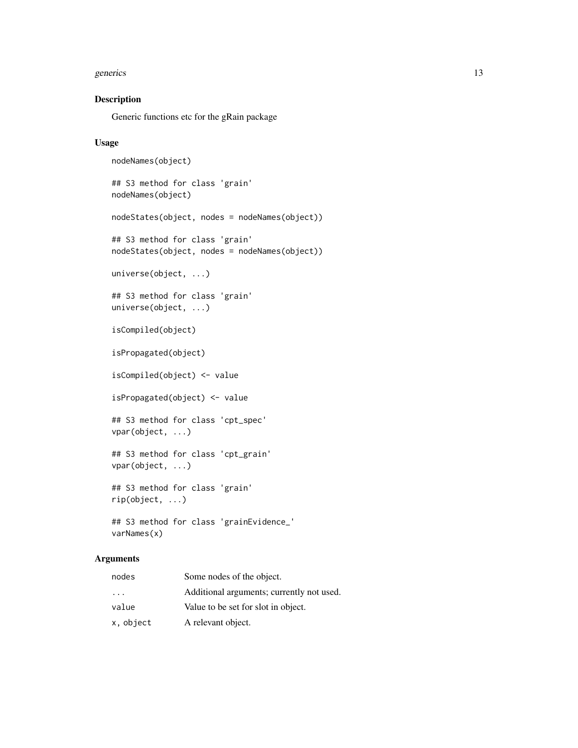## Description

Generic functions etc for the gRain package

## Usage

```
nodeNames(object)

## S3 method for class 'grain'
nodeNames(object)

nodeStates(object, nodes = nodeNames(object))

## S3 method for class 'grain'
nodeStates(object, nodes = nodeNames(object))

universe(object, ...)

## S3 method for class 'grain'
universe(object, ...)

isCompiled(object)

isPropagated(object)

isCompiled(object) <- value

isPropagated(object) <- value

## S3 method for class 'cpt_spec'
vpar(object, ...)

## S3 method for class 'cpt_grain'
vpar(object, ...)

## S3 method for class 'grain'
rip(object, ...)

## S3 method for class 'grainEvidence_'
varNames(x)
```

## Arguments

| | |
|---|---|
| `nodes` | Some nodes of the object. |
| `...` | Additional arguments; currently not used. |
| `value` | Value to be set for slot in object. |
| `x, object` | A relevant object. |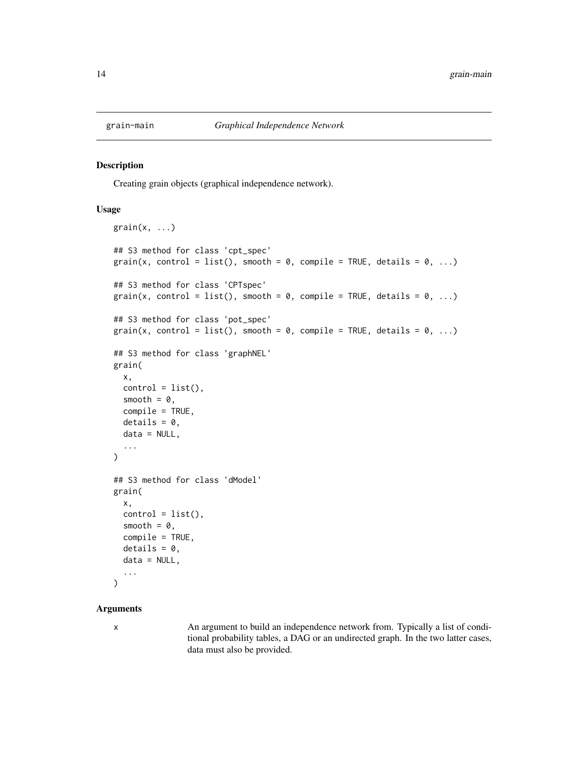# grain-main — *Graphical Independence Network*

## Description

Creating grain objects (graphical independence network).

## Usage

```
grain(x, ...)

## S3 method for class 'cpt_spec'
grain(x, control = list(), smooth = 0, compile = TRUE, details = 0, ...)

## S3 method for class 'CPTspec'
grain(x, control = list(), smooth = 0, compile = TRUE, details = 0, ...)

## S3 method for class 'pot_spec'
grain(x, control = list(), smooth = 0, compile = TRUE, details = 0, ...)

## S3 method for class 'graphNEL'
grain(
  x,
  control = list(),
  smooth = 0,
  compile = TRUE,
  details = 0,
  data = NULL,
  ...
)

## S3 method for class 'dModel'
grain(
  x,
  control = list(),
  smooth = 0,
  compile = TRUE,
  details = 0,
  data = NULL,
  ...
)
```

## Arguments

`x` An argument to build an independence network from. Typically a list of conditional probability tables, a DAG or an undirected graph. In the two latter cases, data must also be provided.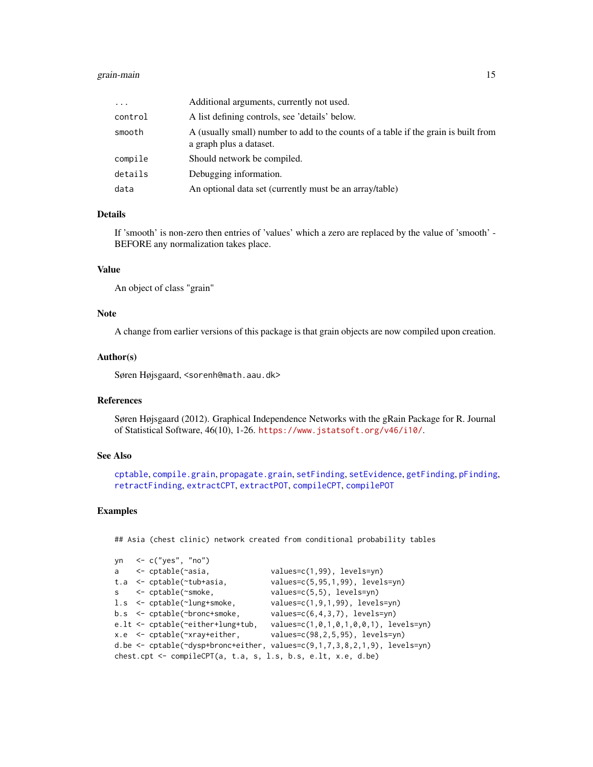| | |
|---|---|
| ... | Additional arguments, currently not used. |
| control | A list defining controls, see 'details' below. |
| smooth | A (usually small) number to add to the counts of a table if the grain is built from a graph plus a dataset. |
| compile | Should network be compiled. |
| details | Debugging information. |
| data | An optional data set (currently must be an array/table) |

### Details

If 'smooth' is non-zero then entries of 'values' which a zero are replaced by the value of 'smooth' - BEFORE any normalization takes place.

### Value

An object of class "grain"

### Note

A change from earlier versions of this package is that grain objects are now compiled upon creation.

### Author(s)

Søren Højsgaard, <sorenh@math.aau.dk>

### References

Søren Højsgaard (2012). Graphical Independence Networks with the gRain Package for R. Journal of Statistical Software, 46(10), 1-26. https://www.jstatsoft.org/v46/i10/.

### See Also

cptable, compile.grain, propagate.grain, setFinding, setEvidence, getFinding, pFinding, retractFinding, extractCPT, extractPOT, compileCPT, compilePOT

### Examples

```
## Asia (chest clinic) network created from conditional probability tables

yn   <- c("yes", "no")
a    <- cptable(~asia,              values=c(1,99), levels=yn)
t.a  <- cptable(~tub+asia,          values=c(5,95,1,99), levels=yn)
s    <- cptable(~smoke,             values=c(5,5), levels=yn)
l.s  <- cptable(~lung+smoke,        values=c(1,9,1,99), levels=yn)
b.s  <- cptable(~bronc+smoke,       values=c(6,4,3,7), levels=yn)
e.lt <- cptable(~either+lung+tub,   values=c(1,0,1,0,1,0,0,1), levels=yn)
x.e  <- cptable(~xray+either,       values=c(98,2,5,95), levels=yn)
d.be <- cptable(~dysp+bronc+either, values=c(9,1,7,3,8,2,1,9), levels=yn)
chest.cpt <- compileCPT(a, t.a, s, l.s, b.s, e.lt, x.e, d.be)
```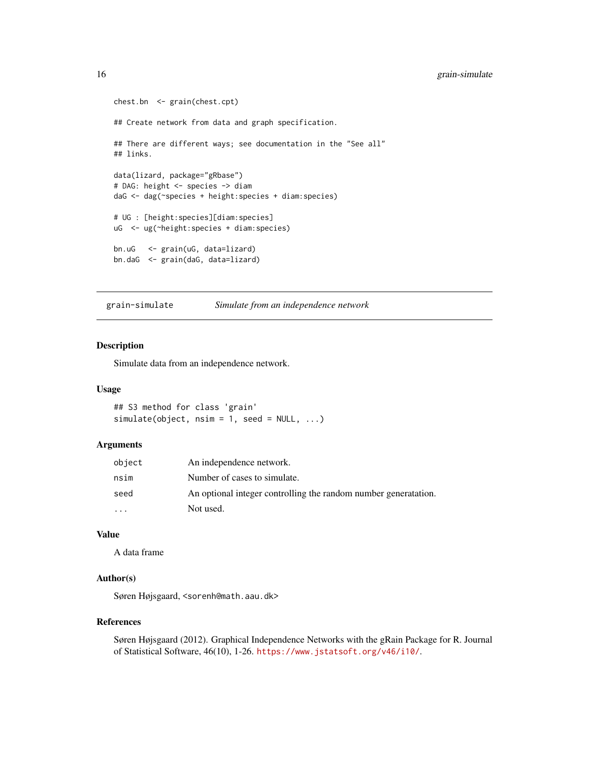```
chest.bn  <- grain(chest.cpt)

## Create network from data and graph specification.

## There are different ways; see documentation in the "See all"
## links.

data(lizard, package="gRbase")
# DAG: height <- species -> diam
daG <- dag(~species + height:species + diam:species)

# UG : [height:species][diam:species]
uG  <- ug(~height:species + diam:species)

bn.uG   <- grain(uG, data=lizard)
bn.daG  <- grain(daG, data=lizard)
```

## grain-simulate — *Simulate from an independence network*

### Description

Simulate data from an independence network.

### Usage

```
## S3 method for class 'grain'
simulate(object, nsim = 1, seed = NULL, ...)
```

### Arguments

| | |
|---|---|
| `object` | An independence network. |
| `nsim` | Number of cases to simulate. |
| `seed` | An optional integer controlling the random number generatation. |
| `...` | Not used. |

### Value

A data frame

### Author(s)

Søren Højsgaard, <sorenh@math.aau.dk>

### References

Søren Højsgaard (2012). Graphical Independence Networks with the gRain Package for R. Journal of Statistical Software, 46(10), 1-26. https://www.jstatsoft.org/v46/i10/.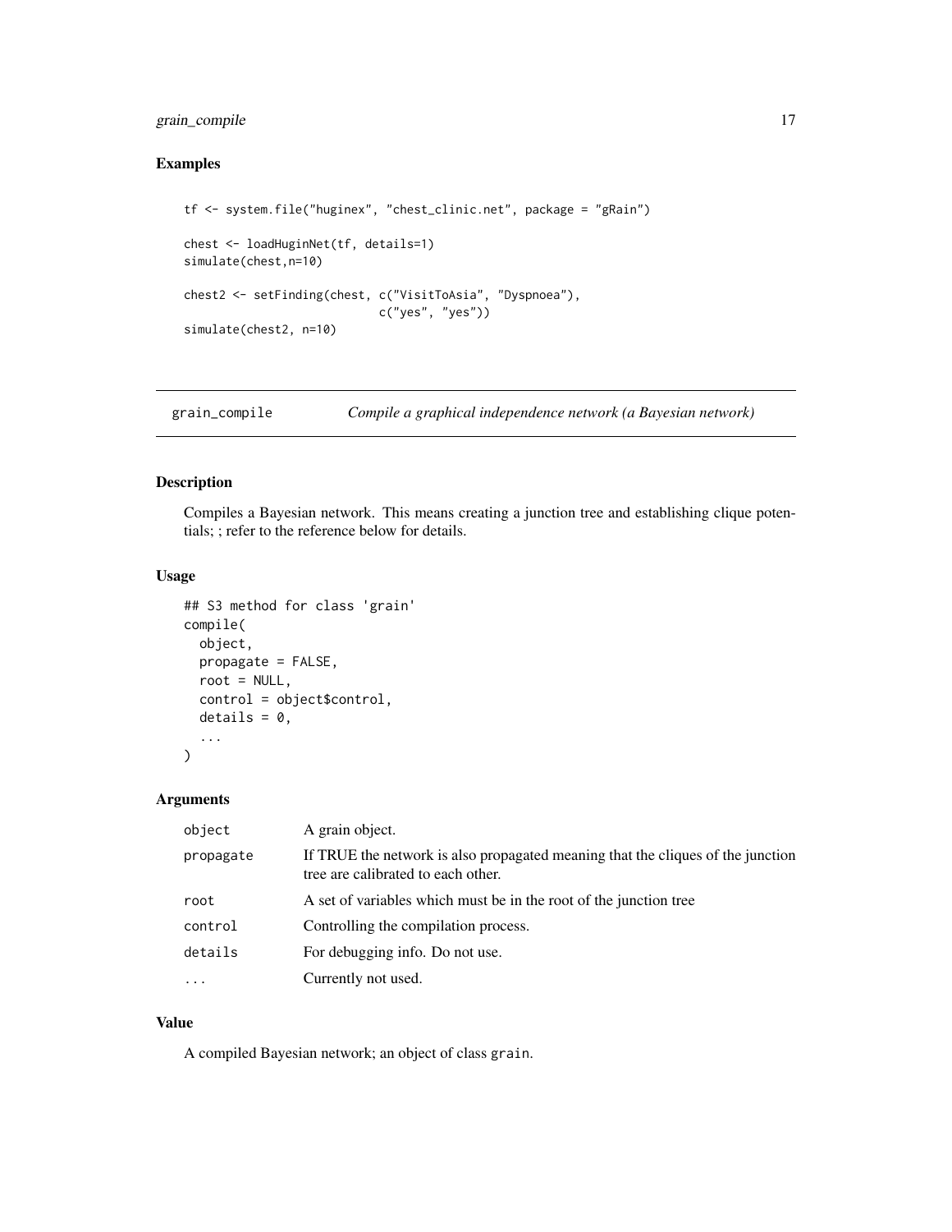## Examples

```
tf <- system.file("huginex", "chest_clinic.net", package = "gRain")

chest <- loadHuginNet(tf, details=1)
simulate(chest,n=10)

chest2 <- setFinding(chest, c("VisitToAsia", "Dyspnoea"),
                            c("yes", "yes"))
simulate(chest2, n=10)
```

---

# grain_compile    *Compile a graphical independence network (a Bayesian network)*

---

## Description

Compiles a Bayesian network. This means creating a junction tree and establishing clique potentials; ; refer to the reference below for details.

## Usage

```
## S3 method for class 'grain'
compile(
  object,
  propagate = FALSE,
  root = NULL,
  control = object$control,
  details = 0,
  ...
)
```

## Arguments

| | |
|---|---|
| object | A grain object. |
| propagate | If TRUE the network is also propagated meaning that the cliques of the junction tree are calibrated to each other. |
| root | A set of variables which must be in the root of the junction tree |
| control | Controlling the compilation process. |
| details | For debugging info. Do not use. |
| ... | Currently not used. |

## Value

A compiled Bayesian network; an object of class `grain`.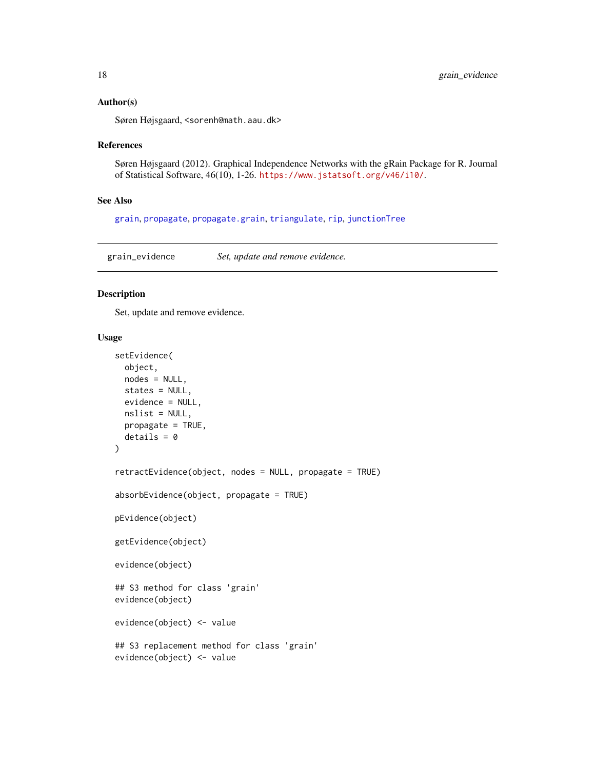### Author(s)

Søren Højsgaard, <sorenh@math.aau.dk>

### References

Søren Højsgaard (2012). Graphical Independence Networks with the gRain Package for R. Journal of Statistical Software, 46(10), 1-26. https://www.jstatsoft.org/v46/i10/.

### See Also

grain, propagate, propagate.grain, triangulate, rip, junctionTree

---

## grain_evidence *Set, update and remove evidence.*

---

### Description

Set, update and remove evidence.

### Usage

```
setEvidence(
  object,
  nodes = NULL,
  states = NULL,
  evidence = NULL,
  nslist = NULL,
  propagate = TRUE,
  details = 0
)

retractEvidence(object, nodes = NULL, propagate = TRUE)

absorbEvidence(object, propagate = TRUE)

pEvidence(object)

getEvidence(object)

evidence(object)

## S3 method for class 'grain'
evidence(object)

evidence(object) <- value

## S3 replacement method for class 'grain'
evidence(object) <- value
```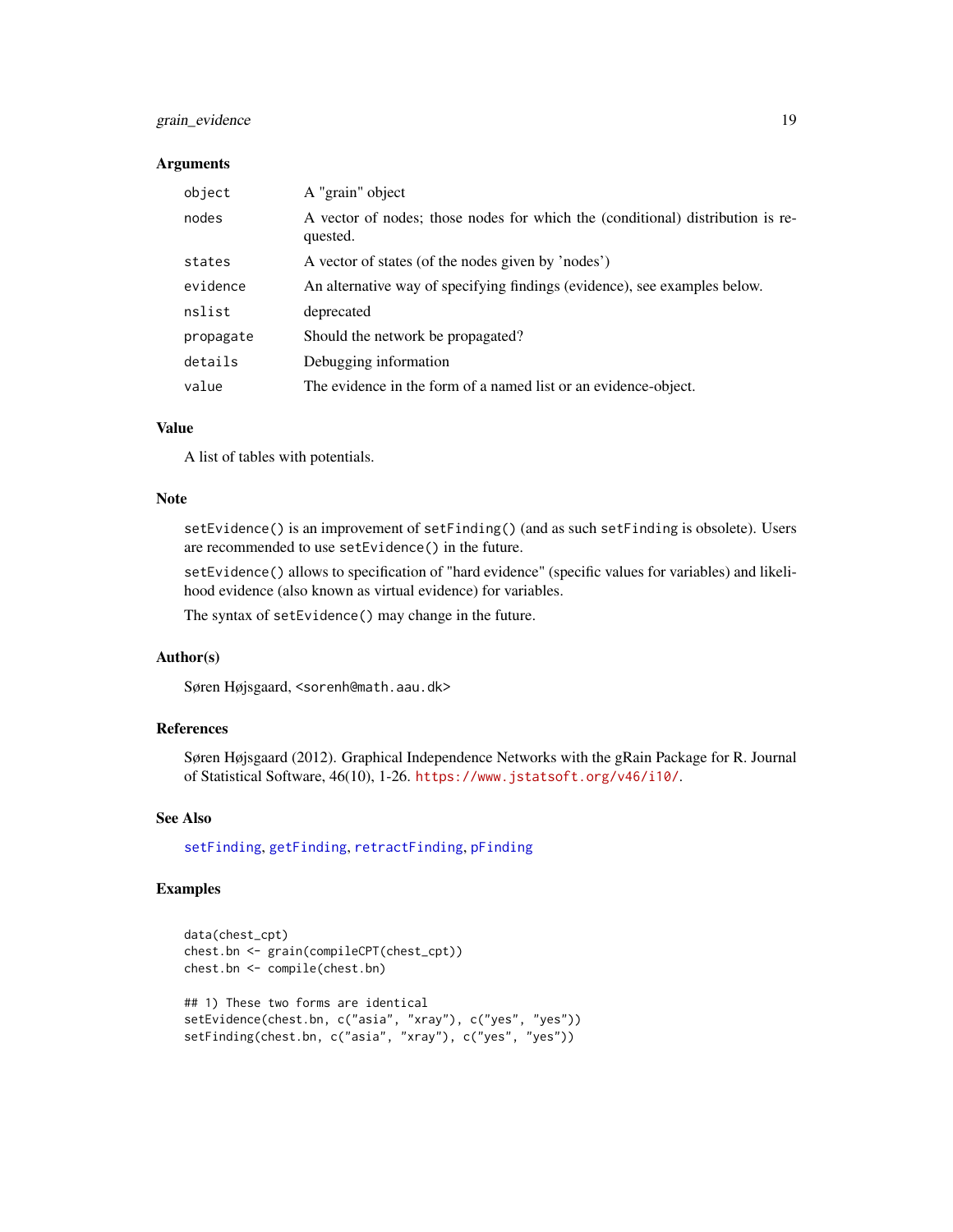### Arguments

| | |
|---|---|
| `object` | A "grain" object |
| `nodes` | A vector of nodes; those nodes for which the (conditional) distribution is requested. |
| `states` | A vector of states (of the nodes given by 'nodes') |
| `evidence` | An alternative way of specifying findings (evidence), see examples below. |
| `nslist` | deprecated |
| `propagate` | Should the network be propagated? |
| `details` | Debugging information |
| `value` | The evidence in the form of a named list or an evidence-object. |

### Value

A list of tables with potentials.

### Note

`setEvidence()` is an improvement of `setFinding()` (and as such `setFinding` is obsolete). Users are recommended to use `setEvidence()` in the future.

`setEvidence()` allows to specification of "hard evidence" (specific values for variables) and likelihood evidence (also known as virtual evidence) for variables.

The syntax of `setEvidence()` may change in the future.

### Author(s)

Søren Højsgaard, <sorenh@math.aau.dk>

### References

Søren Højsgaard (2012). Graphical Independence Networks with the gRain Package for R. Journal of Statistical Software, 46(10), 1-26. https://www.jstatsoft.org/v46/i10/.

### See Also

setFinding, getFinding, retractFinding, pFinding

### Examples

```
data(chest_cpt)
chest.bn <- grain(compileCPT(chest_cpt))
chest.bn <- compile(chest.bn)

## 1) These two forms are identical
setEvidence(chest.bn, c("asia", "xray"), c("yes", "yes"))
setFinding(chest.bn, c("asia", "xray"), c("yes", "yes"))
```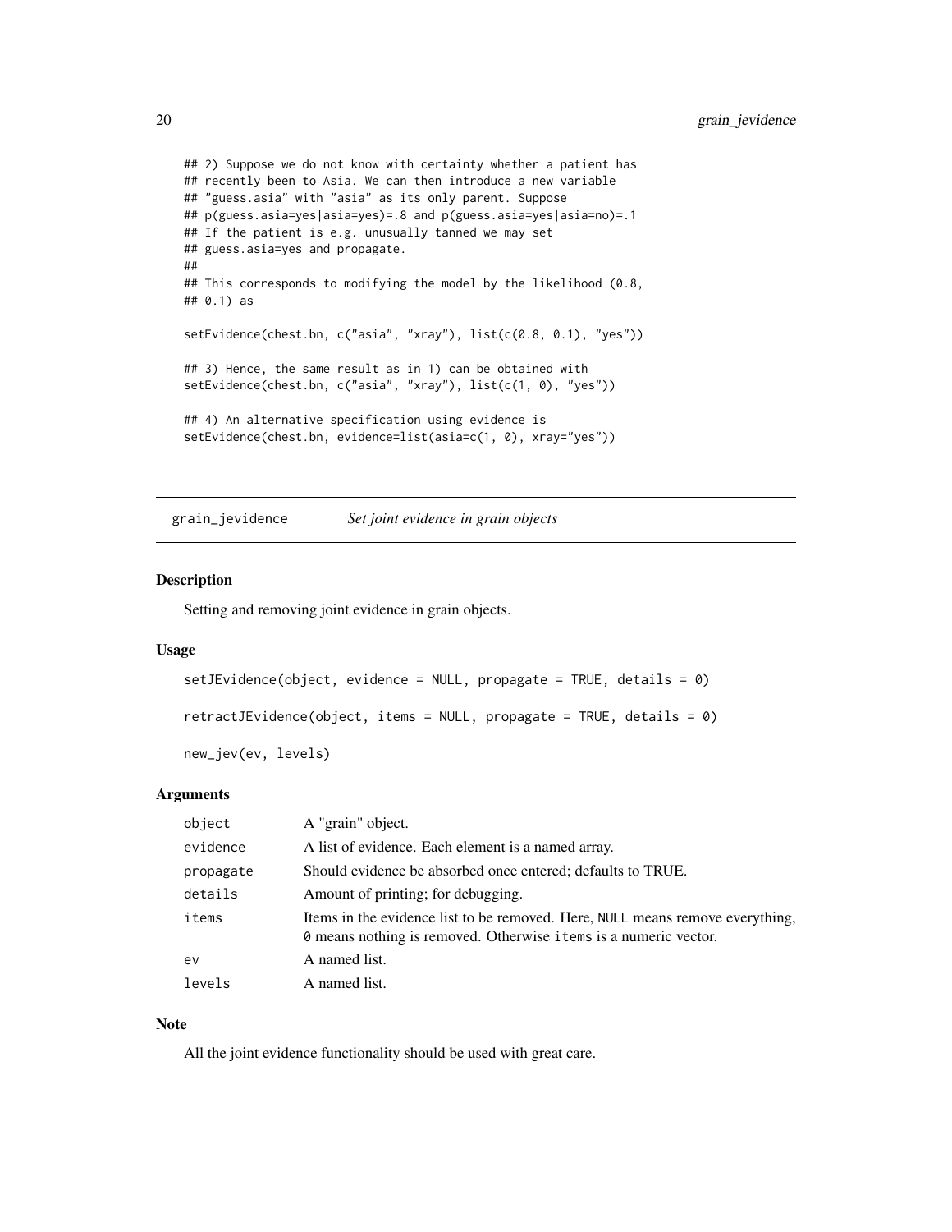```
## 2) Suppose we do not know with certainty whether a patient has
## recently been to Asia. We can then introduce a new variable
## "guess.asia" with "asia" as its only parent. Suppose
## p(guess.asia=yes|asia=yes)=.8 and p(guess.asia=yes|asia=no)=.1
## If the patient is e.g. unusually tanned we may set
## guess.asia=yes and propagate.
##
## This corresponds to modifying the model by the likelihood (0.8,
## 0.1) as

setEvidence(chest.bn, c("asia", "xray"), list(c(0.8, 0.1), "yes"))

## 3) Hence, the same result as in 1) can be obtained with
setEvidence(chest.bn, c("asia", "xray"), list(c(1, 0), "yes"))

## 4) An alternative specification using evidence is
setEvidence(chest.bn, evidence=list(asia=c(1, 0), xray="yes"))
```

---

## grain_jevidence — *Set joint evidence in grain objects*

### Description

Setting and removing joint evidence in grain objects.

### Usage

```
setJEvidence(object, evidence = NULL, propagate = TRUE, details = 0)

retractJEvidence(object, items = NULL, propagate = TRUE, details = 0)

new_jev(ev, levels)
```

### Arguments

| | |
|---|---|
| `object` | A "grain" object. |
| `evidence` | A list of evidence. Each element is a named array. |
| `propagate` | Should evidence be absorbed once entered; defaults to TRUE. |
| `details` | Amount of printing; for debugging. |
| `items` | Items in the evidence list to be removed. Here, `NULL` means remove everything, `0` means nothing is removed. Otherwise `items` is a numeric vector. |
| `ev` | A named list. |
| `levels` | A named list. |

### Note

All the joint evidence functionality should be used with great care.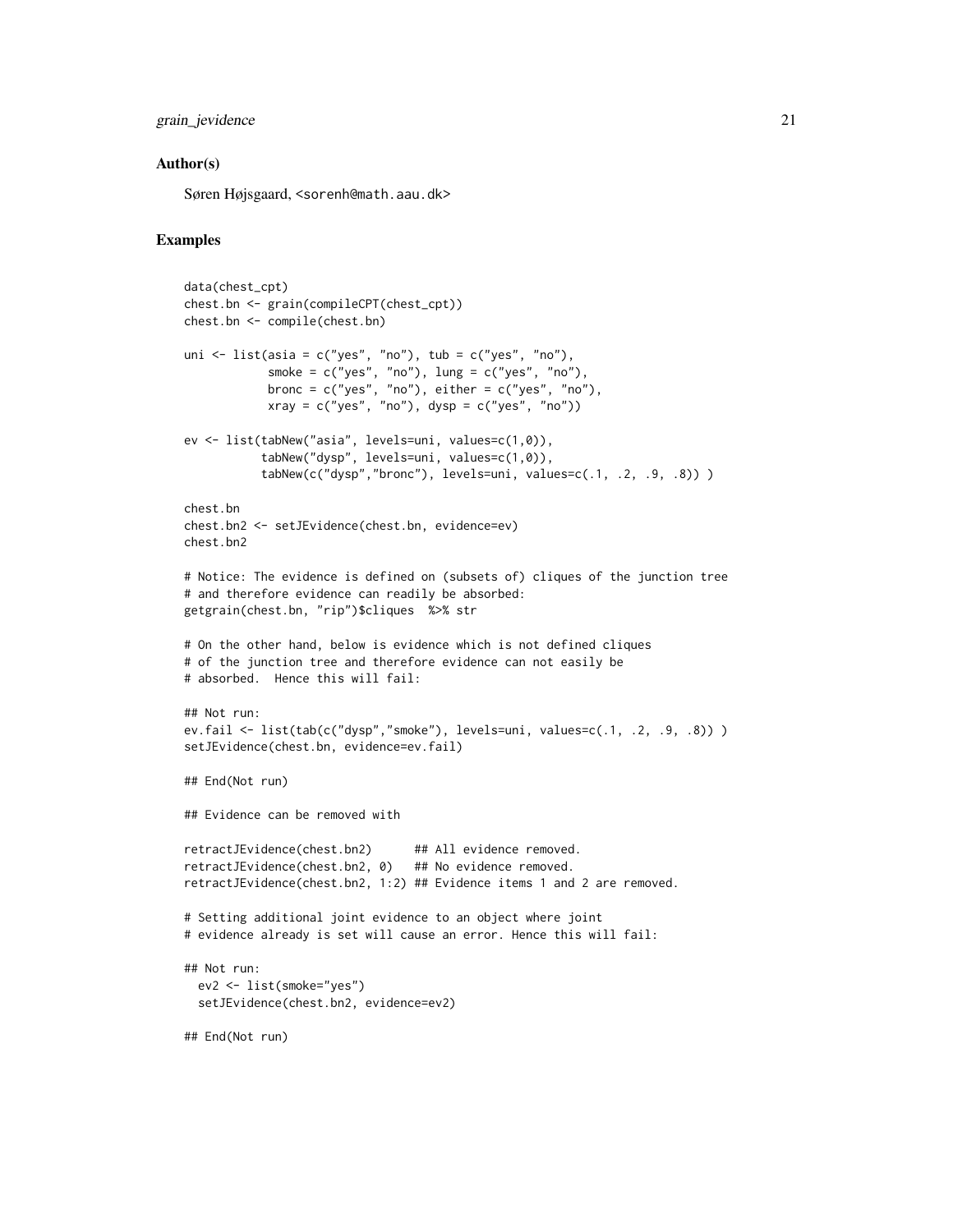### Author(s)

Søren Højsgaard, <sorenh@math.aau.dk>

### Examples

```
data(chest_cpt)
chest.bn <- grain(compileCPT(chest_cpt))
chest.bn <- compile(chest.bn)

uni <- list(asia = c("yes", "no"), tub = c("yes", "no"),
            smoke = c("yes", "no"), lung = c("yes", "no"),
            bronc = c("yes", "no"), either = c("yes", "no"),
            xray = c("yes", "no"), dysp = c("yes", "no"))

ev <- list(tabNew("asia", levels=uni, values=c(1,0)),
           tabNew("dysp", levels=uni, values=c(1,0)),
           tabNew(c("dysp","bronc"), levels=uni, values=c(.1, .2, .9, .8)) )

chest.bn
chest.bn2 <- setJEvidence(chest.bn, evidence=ev)
chest.bn2

# Notice: The evidence is defined on (subsets of) cliques of the junction tree
# and therefore evidence can readily be absorbed:
getgrain(chest.bn, "rip")$cliques  %>% str

# On the other hand, below is evidence which is not defined cliques
# of the junction tree and therefore evidence can not easily be
# absorbed.  Hence this will fail:

## Not run:
ev.fail <- list(tab(c("dysp","smoke"), levels=uni, values=c(.1, .2, .9, .8)) )
setJEvidence(chest.bn, evidence=ev.fail)

## End(Not run)

## Evidence can be removed with

retractJEvidence(chest.bn2)      ## All evidence removed.
retractJEvidence(chest.bn2, 0)   ## No evidence removed.
retractJEvidence(chest.bn2, 1:2) ## Evidence items 1 and 2 are removed.

# Setting additional joint evidence to an object where joint
# evidence already is set will cause an error. Hence this will fail:

## Not run:
  ev2 <- list(smoke="yes")
  setJEvidence(chest.bn2, evidence=ev2)

## End(Not run)
```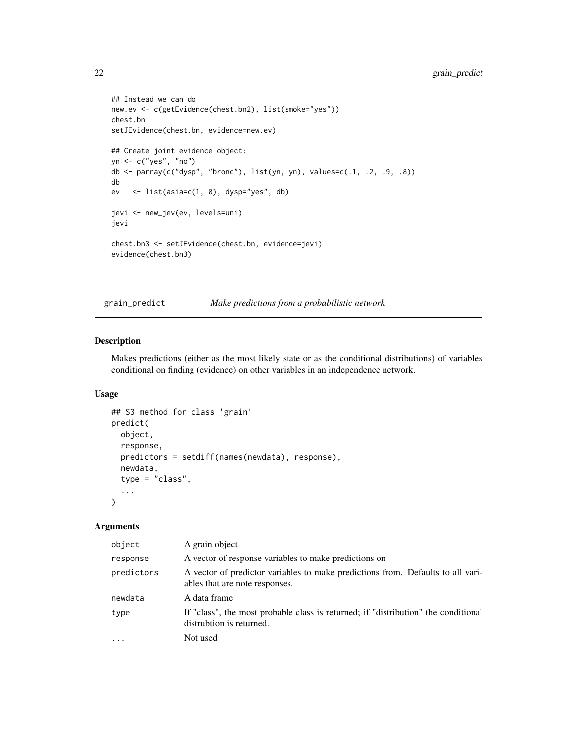```
## Instead we can do
new.ev <- c(getEvidence(chest.bn2), list(smoke="yes"))
chest.bn
setJEvidence(chest.bn, evidence=new.ev)

## Create joint evidence object:
yn <- c("yes", "no")
db <- parray(c("dysp", "bronc"), list(yn, yn), values=c(.1, .2, .9, .8))
db
ev   <- list(asia=c(1, 0), dysp="yes", db)

jevi <- new_jev(ev, levels=uni)
jevi

chest.bn3 <- setJEvidence(chest.bn, evidence=jevi)
evidence(chest.bn3)
```

## grain_predict — *Make predictions from a probabilistic network*

### Description

Makes predictions (either as the most likely state or as the conditional distributions) of variables conditional on finding (evidence) on other variables in an independence network.

### Usage

```
## S3 method for class 'grain'
predict(
  object,
  response,
  predictors = setdiff(names(newdata), response),
  newdata,
  type = "class",
  ...
)
```

### Arguments

| | |
|---|---|
| object | A grain object |
| response | A vector of response variables to make predictions on |
| predictors | A vector of predictor variables to make predictions from. Defaults to all variables that are note responses. |
| newdata | A data frame |
| type | If "class", the most probable class is returned; if "distribution" the conditional distrubtion is returned. |
| ... | Not used |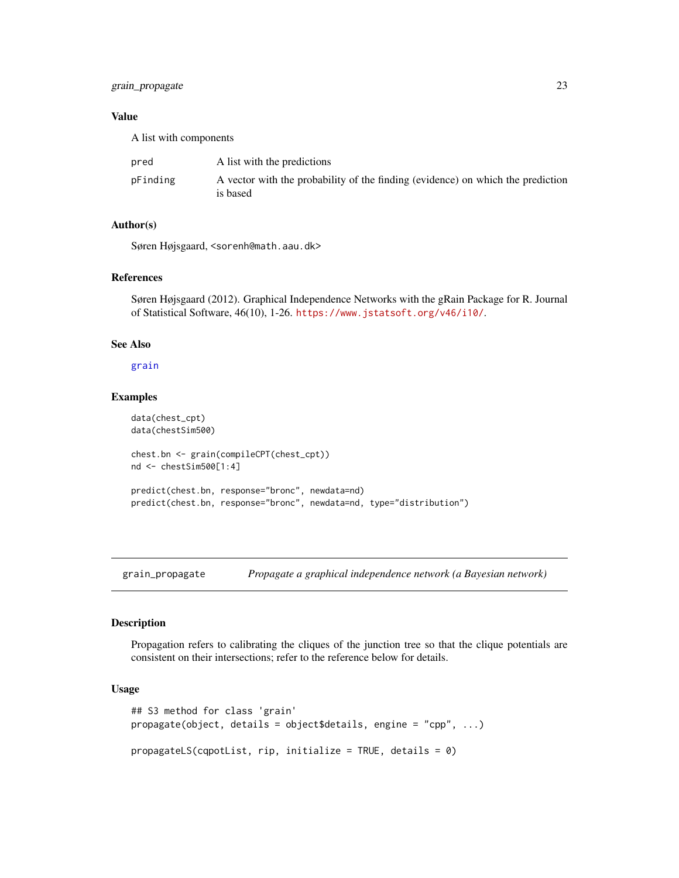### Value

A list with components

| | |
|---|---|
| `pred` | A list with the predictions |
| `pFinding` | A vector with the probability of the finding (evidence) on which the prediction is based |

### Author(s)

Søren Højsgaard, <sorenh@math.aau.dk>

### References

Søren Højsgaard (2012). Graphical Independence Networks with the gRain Package for R. Journal of Statistical Software, 46(10), 1-26. https://www.jstatsoft.org/v46/i10/.

### See Also

grain

### Examples

```
data(chest_cpt)
data(chestSim500)

chest.bn <- grain(compileCPT(chest_cpt))
nd <- chestSim500[1:4]

predict(chest.bn, response="bronc", newdata=nd)
predict(chest.bn, response="bronc", newdata=nd, type="distribution")
```

---

## grain_propagate — *Propagate a graphical independence network (a Bayesian network)*

### Description

Propagation refers to calibrating the cliques of the junction tree so that the clique potentials are consistent on their intersections; refer to the reference below for details.

### Usage

```
## S3 method for class 'grain'
propagate(object, details = object$details, engine = "cpp", ...)

propagateLS(cqpotList, rip, initialize = TRUE, details = 0)
```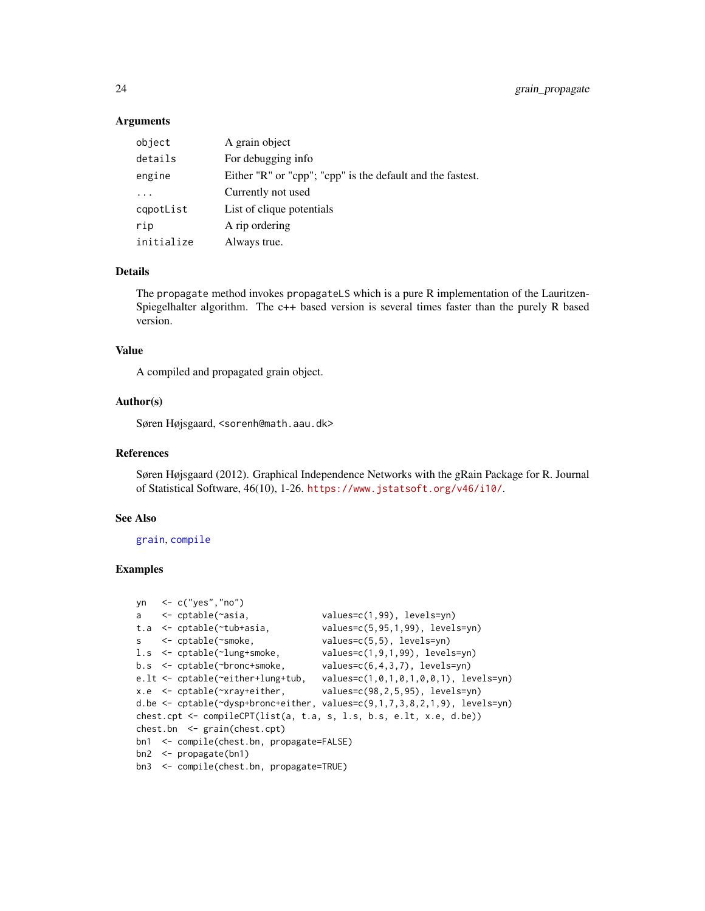### Arguments

| | |
|---|---|
| `object` | A grain object |
| `details` | For debugging info |
| `engine` | Either "R" or "cpp"; "cpp" is the default and the fastest. |
| `...` | Currently not used |
| `cqpotList` | List of clique potentials |
| `rip` | A rip ordering |
| `initialize` | Always true. |

### Details

The `propagate` method invokes `propagateLS` which is a pure R implementation of the Lauritzen-Spiegelhalter algorithm. The c++ based version is several times faster than the purely R based version.

### Value

A compiled and propagated grain object.

### Author(s)

Søren Højsgaard, <sorenh@math.aau.dk>

### References

Søren Højsgaard (2012). Graphical Independence Networks with the gRain Package for R. Journal of Statistical Software, 46(10), 1-26. https://www.jstatsoft.org/v46/i10/.

### See Also

grain, compile

### Examples

```
yn   <- c("yes","no")
a    <- cptable(~asia,              values=c(1,99), levels=yn)
t.a  <- cptable(~tub+asia,          values=c(5,95,1,99), levels=yn)
s    <- cptable(~smoke,             values=c(5,5), levels=yn)
l.s  <- cptable(~lung+smoke,        values=c(1,9,1,99), levels=yn)
b.s  <- cptable(~bronc+smoke,       values=c(6,4,3,7), levels=yn)
e.lt <- cptable(~either+lung+tub,   values=c(1,0,1,0,1,0,0,1), levels=yn)
x.e  <- cptable(~xray+either,       values=c(98,2,5,95), levels=yn)
d.be <- cptable(~dysp+bronc+either, values=c(9,1,7,3,8,2,1,9), levels=yn)
chest.cpt <- compileCPT(list(a, t.a, s, l.s, b.s, e.lt, x.e, d.be))
chest.bn  <- grain(chest.cpt)
bn1  <- compile(chest.bn, propagate=FALSE)
bn2  <- propagate(bn1)
bn3  <- compile(chest.bn, propagate=TRUE)
```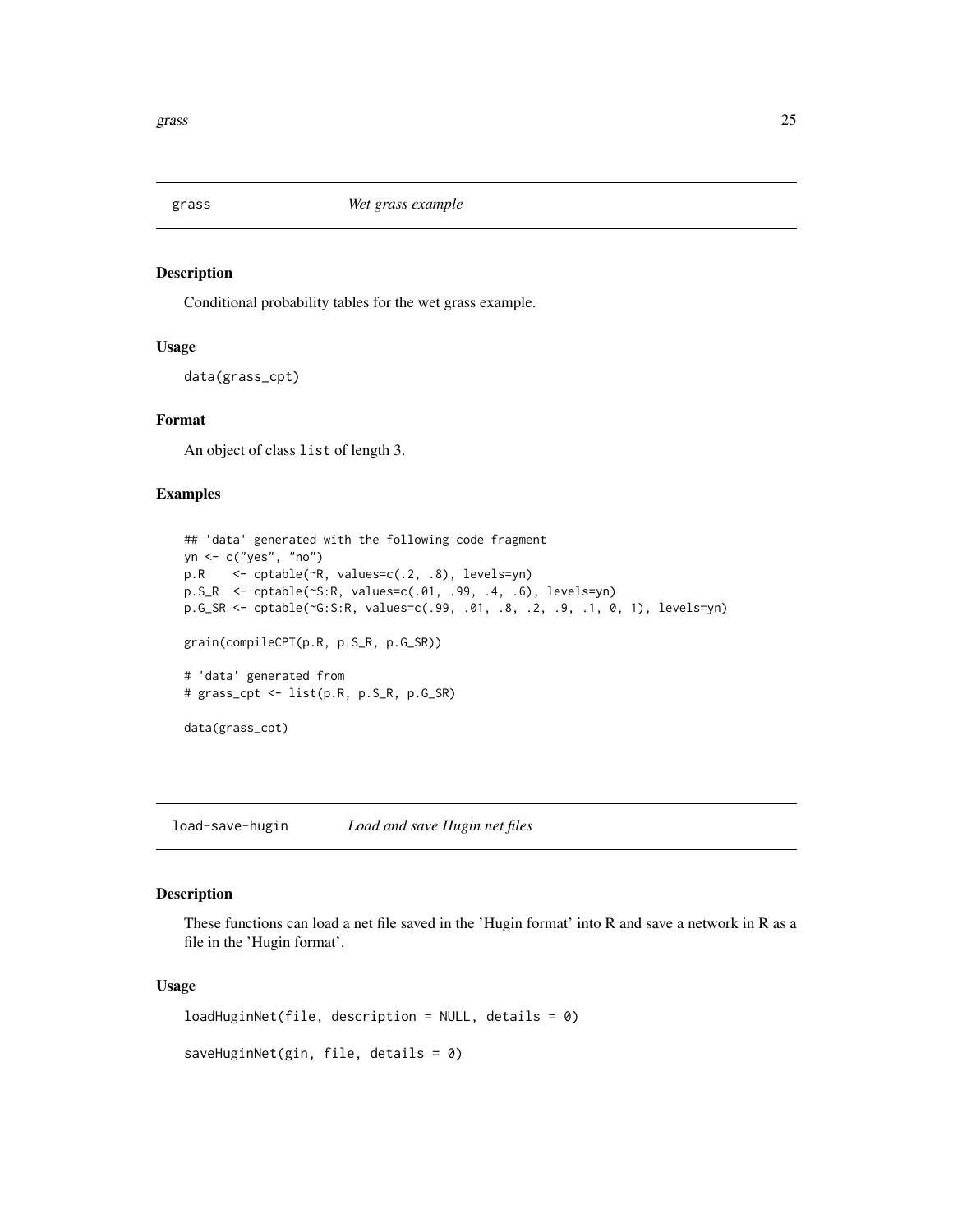## grass — *Wet grass example*

### Description

Conditional probability tables for the wet grass example.

### Usage

```
data(grass_cpt)
```

### Format

An object of class `list` of length 3.

### Examples

```
## 'data' generated with the following code fragment
yn <- c("yes", "no")
p.R    <- cptable(~R, values=c(.2, .8), levels=yn)
p.S_R  <- cptable(~S:R, values=c(.01, .99, .4, .6), levels=yn)
p.G_SR <- cptable(~G:S:R, values=c(.99, .01, .8, .2, .9, .1, 0, 1), levels=yn)

grain(compileCPT(p.R, p.S_R, p.G_SR))

# 'data' generated from
# grass_cpt <- list(p.R, p.S_R, p.G_SR)

data(grass_cpt)
```

## load-save-hugin — *Load and save Hugin net files*

### Description

These functions can load a net file saved in the 'Hugin format' into R and save a network in R as a file in the 'Hugin format'.

### Usage

```
loadHuginNet(file, description = NULL, details = 0)

saveHuginNet(gin, file, details = 0)
```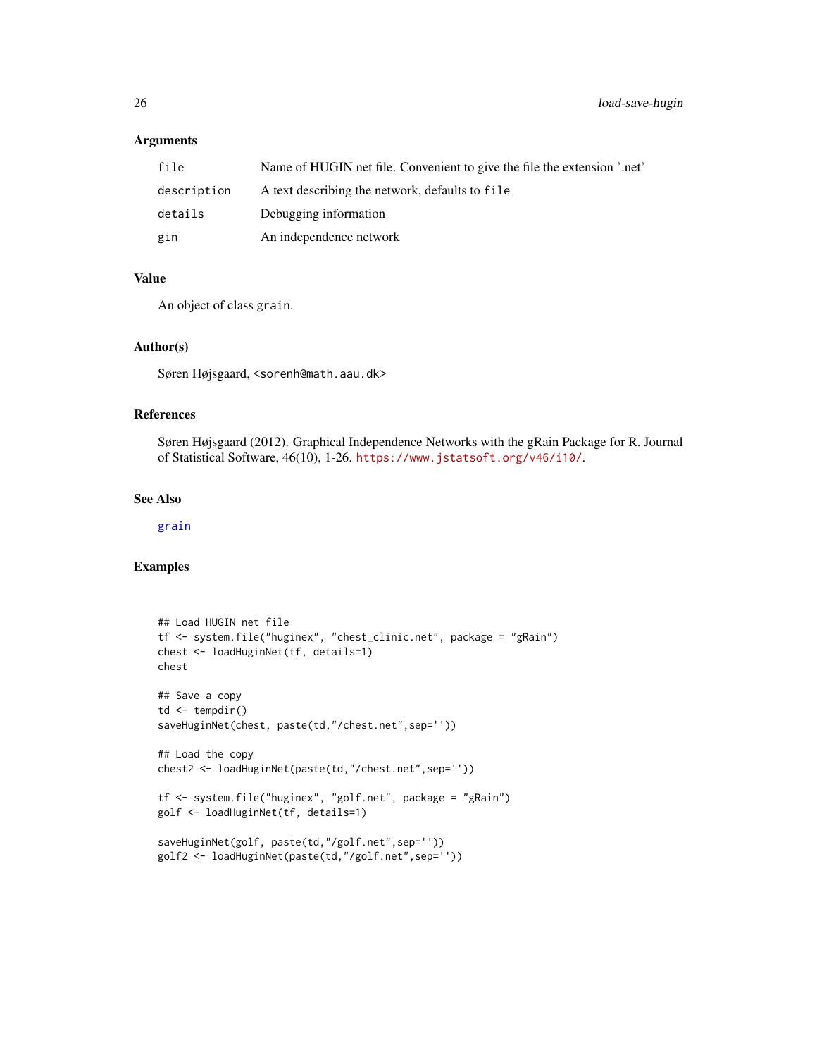### Arguments

| | |
|---|---|
| `file` | Name of HUGIN net file. Convenient to give the file the extension '.net' |
| `description` | A text describing the network, defaults to `file` |
| `details` | Debugging information |
| `gin` | An independence network |

### Value

An object of class `grain`.

### Author(s)

Søren Højsgaard, <sorenh@math.aau.dk>

### References

Søren Højsgaard (2012). Graphical Independence Networks with the gRain Package for R. Journal of Statistical Software, 46(10), 1-26. https://www.jstatsoft.org/v46/i10/.

### See Also

`grain`

### Examples

```
## Load HUGIN net file
tf <- system.file("huginex", "chest_clinic.net", package = "gRain")
chest <- loadHuginNet(tf, details=1)
chest

## Save a copy
td <- tempdir()
saveHuginNet(chest, paste(td,"/chest.net",sep=''))

## Load the copy
chest2 <- loadHuginNet(paste(td,"/chest.net",sep=''))

tf <- system.file("huginex", "golf.net", package = "gRain")
golf <- loadHuginNet(tf, details=1)

saveHuginNet(golf, paste(td,"/golf.net",sep=''))
golf2 <- loadHuginNet(paste(td,"/golf.net",sep=''))
```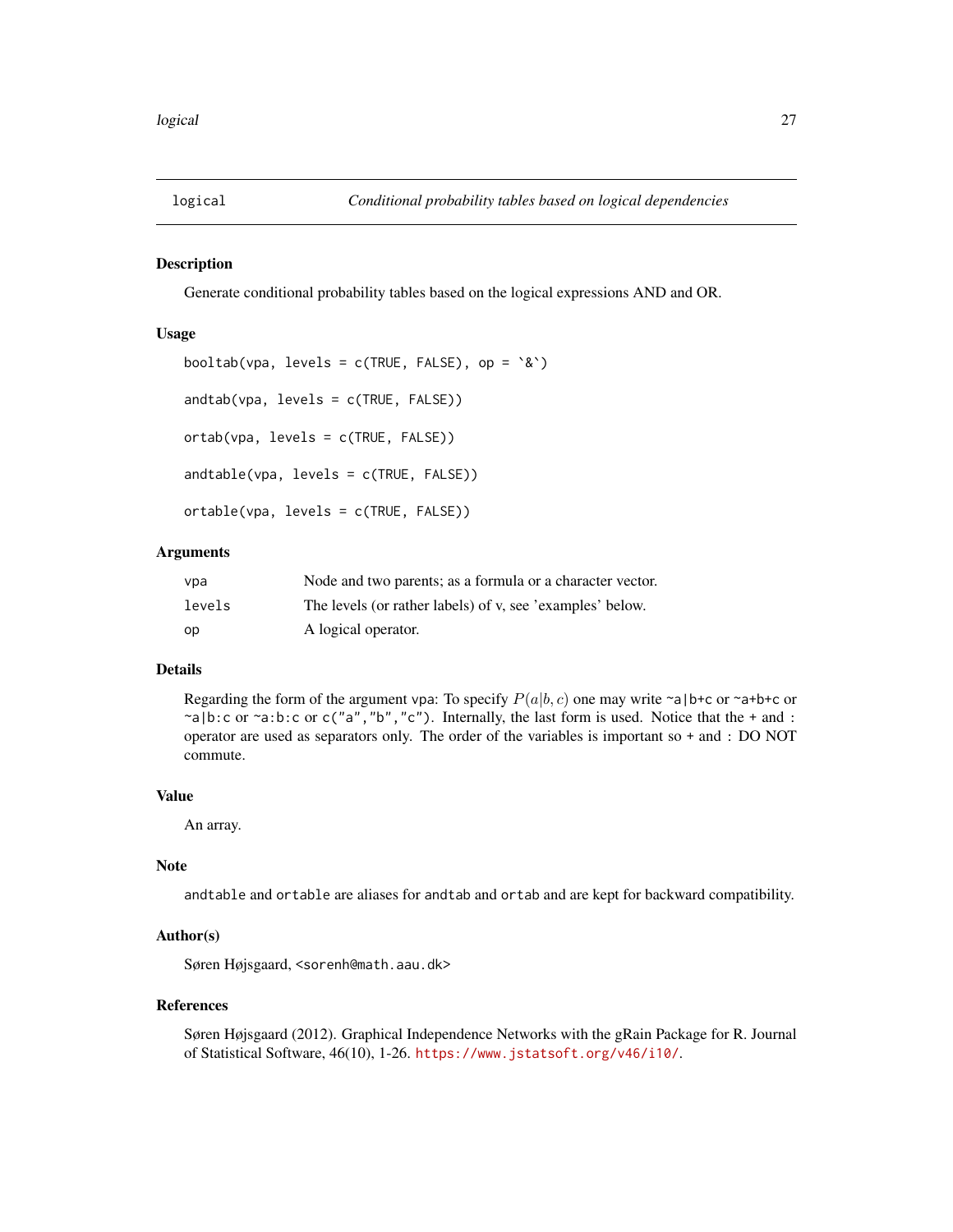## logical — *Conditional probability tables based on logical dependencies*

### Description

Generate conditional probability tables based on the logical expressions AND and OR.

### Usage

```
booltab(vpa, levels = c(TRUE, FALSE), op = `&`)

andtab(vpa, levels = c(TRUE, FALSE))

ortab(vpa, levels = c(TRUE, FALSE))

andtable(vpa, levels = c(TRUE, FALSE))

ortable(vpa, levels = c(TRUE, FALSE))
```

### Arguments

| | |
|---|---|
| vpa | Node and two parents; as a formula or a character vector. |
| levels | The levels (or rather labels) of v, see 'examples' below. |
| op | A logical operator. |

### Details

Regarding the form of the argument vpa: To specify $P(a|b,c)$ one may write `~a|b+c` or `~a+b+c` or `~a|b:c` or `~a:b:c` or `c("a","b","c")`. Internally, the last form is used. Notice that the `+` and `:` operator are used as separators only. The order of the variables is important so `+` and `:` DO NOT commute.

### Value

An array.

### Note

`andtable` and `ortable` are aliases for `andtab` and `ortab` and are kept for backward compatibility.

### Author(s)

Søren Højsgaard, <sorenh@math.aau.dk>

### References

Søren Højsgaard (2012). Graphical Independence Networks with the gRain Package for R. Journal of Statistical Software, 46(10), 1-26. https://www.jstatsoft.org/v46/i10/.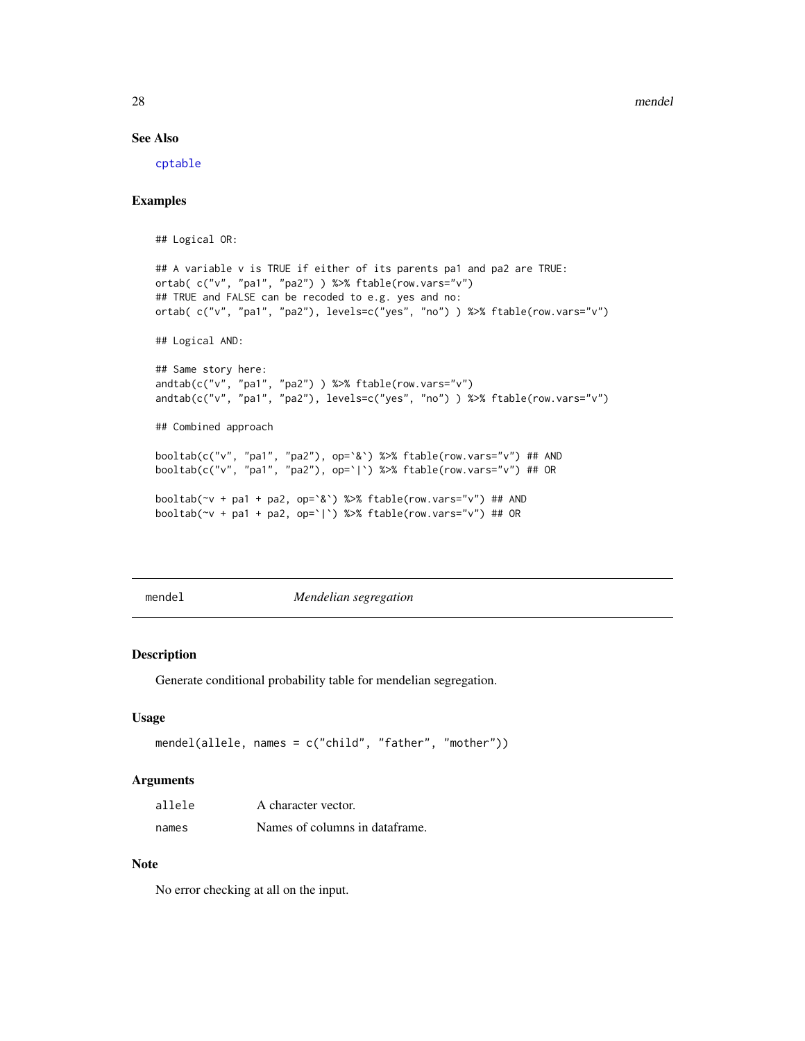## See Also

cptable

## Examples

```
## Logical OR:

## A variable v is TRUE if either of its parents pa1 and pa2 are TRUE:
ortab( c("v", "pa1", "pa2") ) %>% ftable(row.vars="v")
## TRUE and FALSE can be recoded to e.g. yes and no:
ortab( c("v", "pa1", "pa2"), levels=c("yes", "no") ) %>% ftable(row.vars="v")

## Logical AND:

## Same story here:
andtab(c("v", "pa1", "pa2") ) %>% ftable(row.vars="v")
andtab(c("v", "pa1", "pa2"), levels=c("yes", "no") ) %>% ftable(row.vars="v")

## Combined approach

booltab(c("v", "pa1", "pa2"), op=`&`) %>% ftable(row.vars="v") ## AND
booltab(c("v", "pa1", "pa2"), op=`|`) %>% ftable(row.vars="v") ## OR

booltab(~v + pa1 + pa2, op=`&`) %>% ftable(row.vars="v") ## AND
booltab(~v + pa1 + pa2, op=`|`) %>% ftable(row.vars="v") ## OR
```

# mendel — *Mendelian segregation*

## Description

Generate conditional probability table for mendelian segregation.

## Usage

```
mendel(allele, names = c("child", "father", "mother"))
```

## Arguments

| | |
|---|---|
| allele | A character vector. |
| names | Names of columns in dataframe. |

## Note

No error checking at all on the input.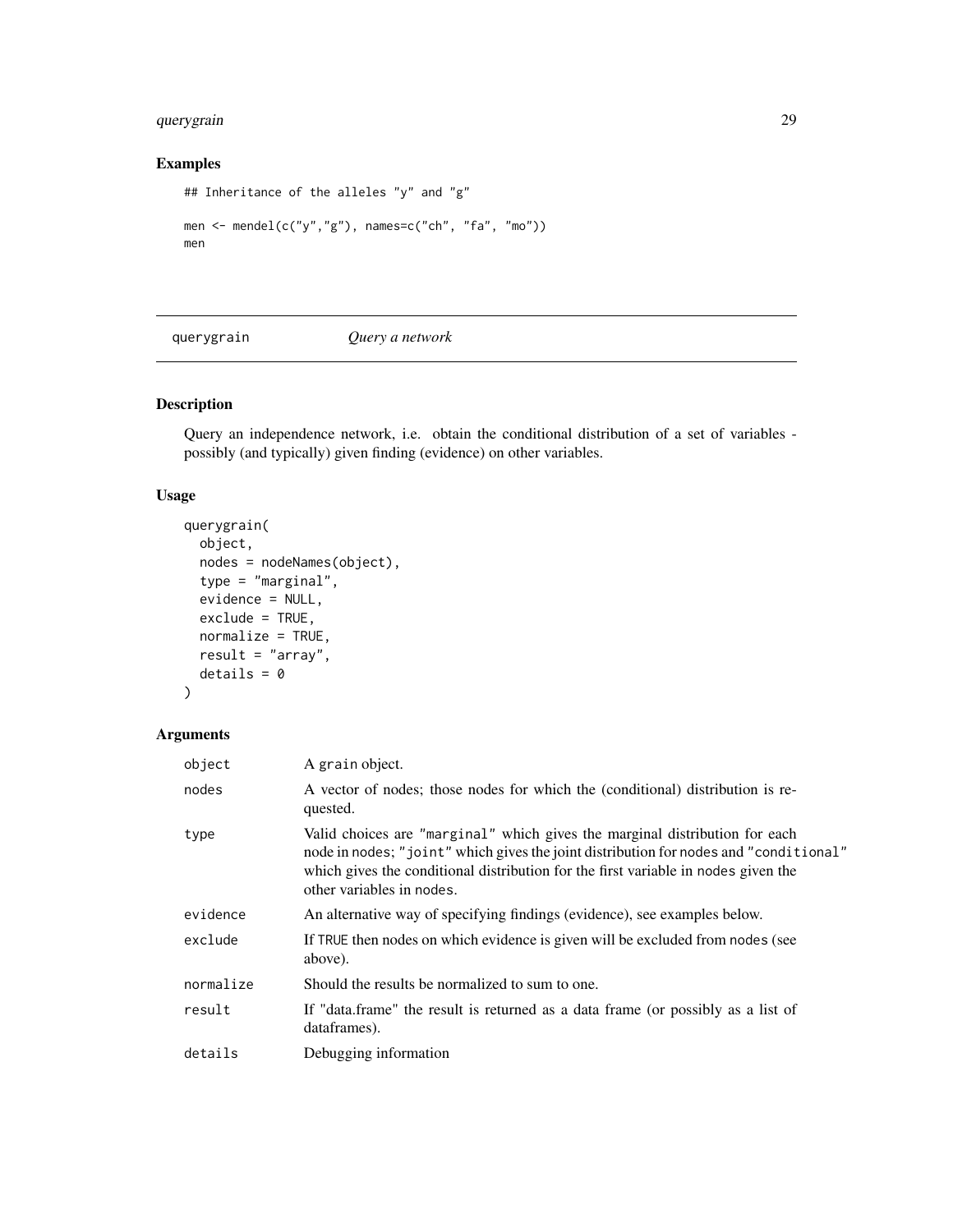## Examples

```
## Inheritance of the alleles "y" and "g"

men <- mendel(c("y","g"), names=c("ch", "fa", "mo"))
men
```

---

querygrain *Query a network*

---

## Description

Query an independence network, i.e. obtain the conditional distribution of a set of variables - possibly (and typically) given finding (evidence) on other variables.

## Usage

```
querygrain(
  object,
  nodes = nodeNames(object),
  type = "marginal",
  evidence = NULL,
  exclude = TRUE,
  normalize = TRUE,
  result = "array",
  details = 0
)
```

## Arguments

| | |
|---|---|
| object | A grain object. |
| nodes | A vector of nodes; those nodes for which the (conditional) distribution is requested. |
| type | Valid choices are "marginal" which gives the marginal distribution for each node in nodes; "joint" which gives the joint distribution for nodes and "conditional" which gives the conditional distribution for the first variable in nodes given the other variables in nodes. |
| evidence | An alternative way of specifying findings (evidence), see examples below. |
| exclude | If TRUE then nodes on which evidence is given will be excluded from nodes (see above). |
| normalize | Should the results be normalized to sum to one. |
| result | If "data.frame" the result is returned as a data frame (or possibly as a list of dataframes). |
| details | Debugging information |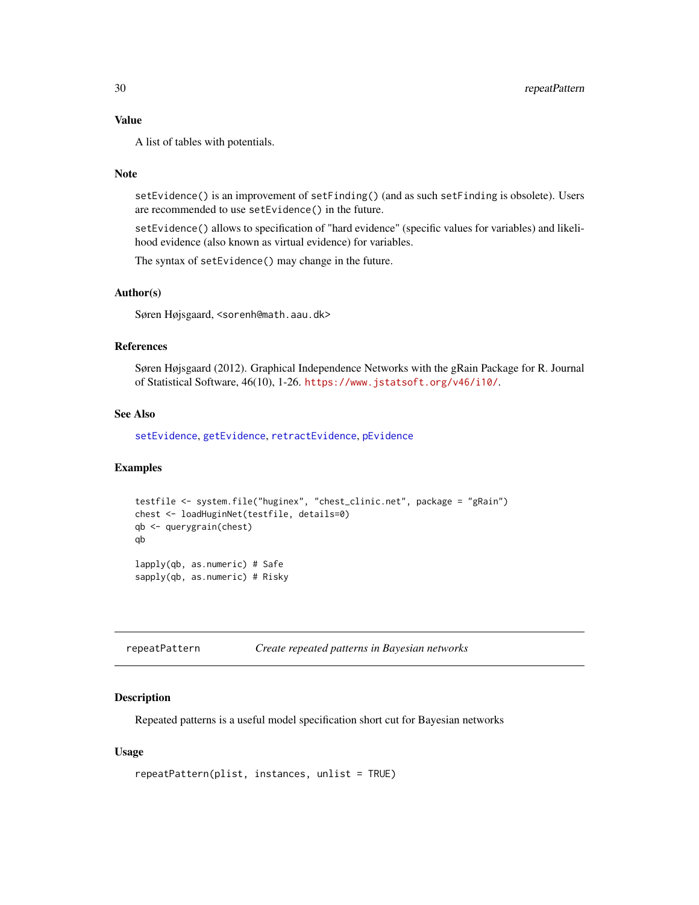### Value

A list of tables with potentials.

### Note

`setEvidence()` is an improvement of `setFinding()` (and as such `setFinding` is obsolete). Users are recommended to use `setEvidence()` in the future.

`setEvidence()` allows to specification of "hard evidence" (specific values for variables) and likelihood evidence (also known as virtual evidence) for variables.

The syntax of `setEvidence()` may change in the future.

### Author(s)

Søren Højsgaard, <sorenh@math.aau.dk>

### References

Søren Højsgaard (2012). Graphical Independence Networks with the gRain Package for R. Journal of Statistical Software, 46(10), 1-26. https://www.jstatsoft.org/v46/i10/.

### See Also

`setEvidence`, `getEvidence`, `retractEvidence`, `pEvidence`

### Examples

```
testfile <- system.file("huginex", "chest_clinic.net", package = "gRain")
chest <- loadHuginNet(testfile, details=0)
qb <- querygrain(chest)
qb

lapply(qb, as.numeric) # Safe
sapply(qb, as.numeric) # Risky
```

---

## repeatPattern — *Create repeated patterns in Bayesian networks*

### Description

Repeated patterns is a useful model specification short cut for Bayesian networks

### Usage

```
repeatPattern(plist, instances, unlist = TRUE)
```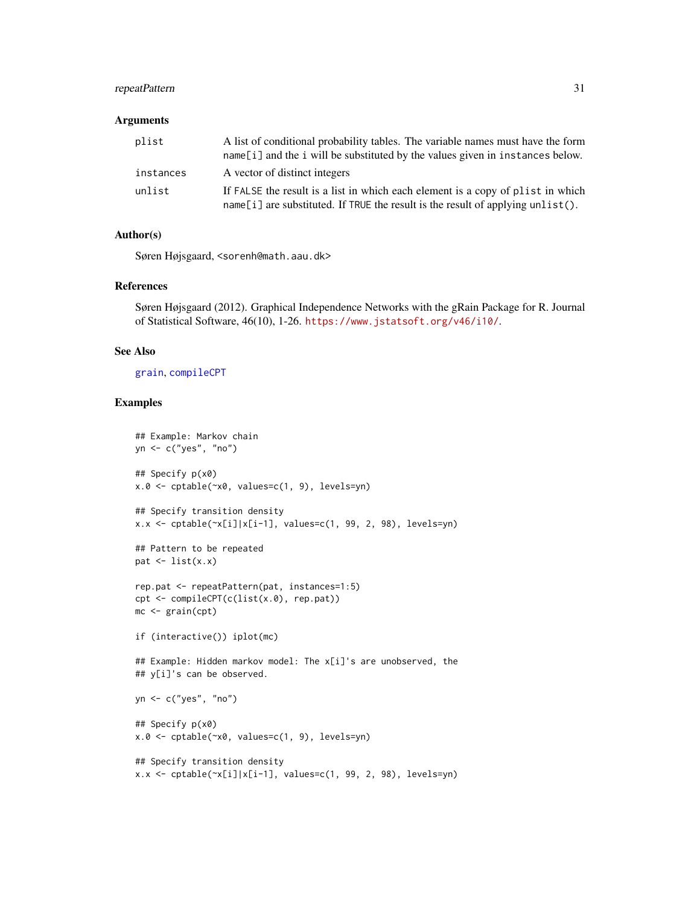### Arguments

| | |
|---|---|
| plist | A list of conditional probability tables. The variable names must have the form `name[i]` and the `i` will be substituted by the values given in `instances` below. |
| instances | A vector of distinct integers |
| unlist | If `FALSE` the result is a list in which each element is a copy of `plist` in which `name[i]` are substituted. If `TRUE` the result is the result of applying `unlist()`. |

### Author(s)

Søren Højsgaard, <sorenh@math.aau.dk>

### References

Søren Højsgaard (2012). Graphical Independence Networks with the gRain Package for R. Journal of Statistical Software, 46(10), 1-26. https://www.jstatsoft.org/v46/i10/.

### See Also

grain, compileCPT

### Examples

```
## Example: Markov chain
yn <- c("yes", "no")

## Specify p(x0)
x.0 <- cptable(~x0, values=c(1, 9), levels=yn)

## Specify transition density
x.x <- cptable(~x[i]|x[i-1], values=c(1, 99, 2, 98), levels=yn)

## Pattern to be repeated
pat <- list(x.x)

rep.pat <- repeatPattern(pat, instances=1:5)
cpt <- compileCPT(c(list(x.0), rep.pat))
mc <- grain(cpt)

if (interactive()) iplot(mc)

## Example: Hidden markov model: The x[i]'s are unobserved, the
## y[i]'s can be observed.

yn <- c("yes", "no")

## Specify p(x0)
x.0 <- cptable(~x0, values=c(1, 9), levels=yn)

## Specify transition density
x.x <- cptable(~x[i]|x[i-1], values=c(1, 99, 2, 98), levels=yn)
```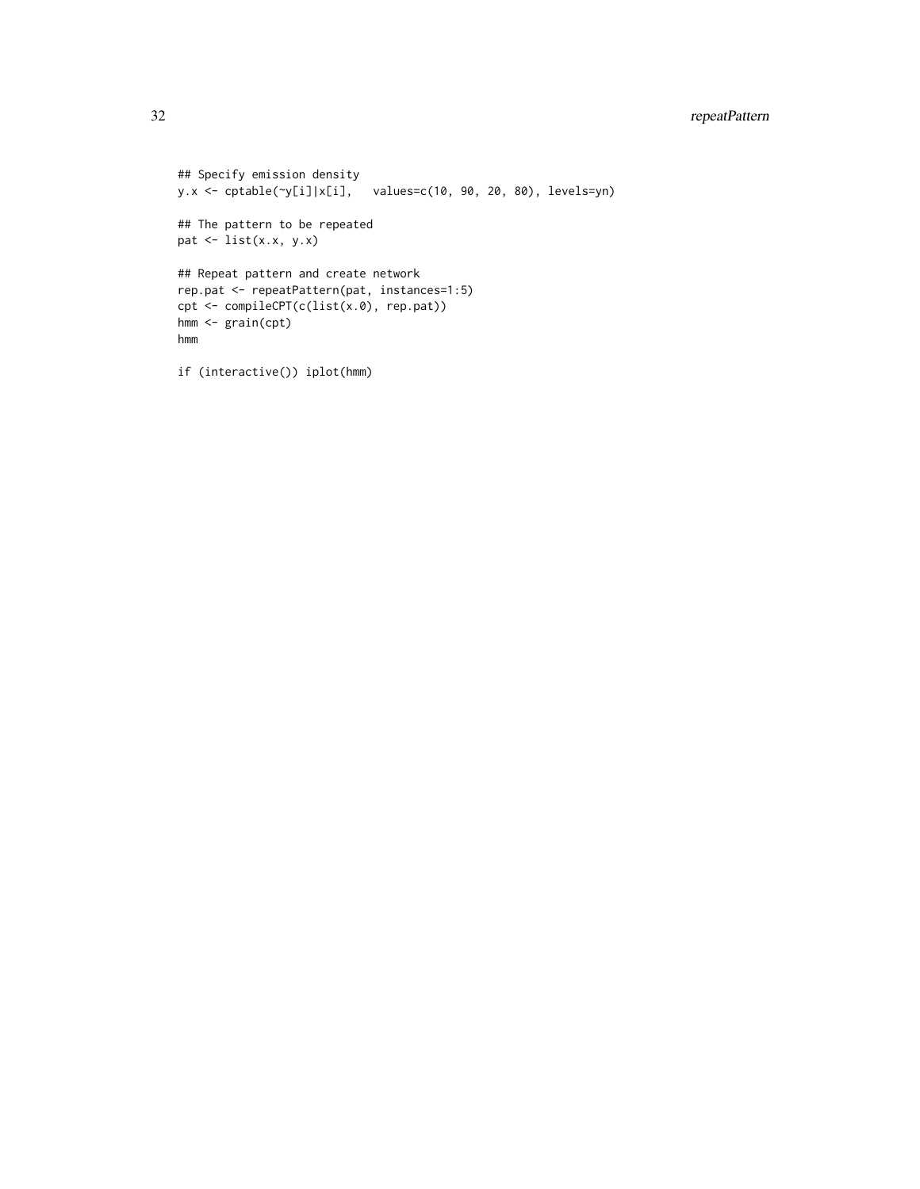```
## Specify emission density
y.x <- cptable(~y[i]|x[i],   values=c(10, 90, 20, 80), levels=yn)

## The pattern to be repeated
pat <- list(x.x, y.x)

## Repeat pattern and create network
rep.pat <- repeatPattern(pat, instances=1:5)
cpt <- compileCPT(c(list(x.0), rep.pat))
hmm <- grain(cpt)
hmm

if (interactive()) iplot(hmm)
```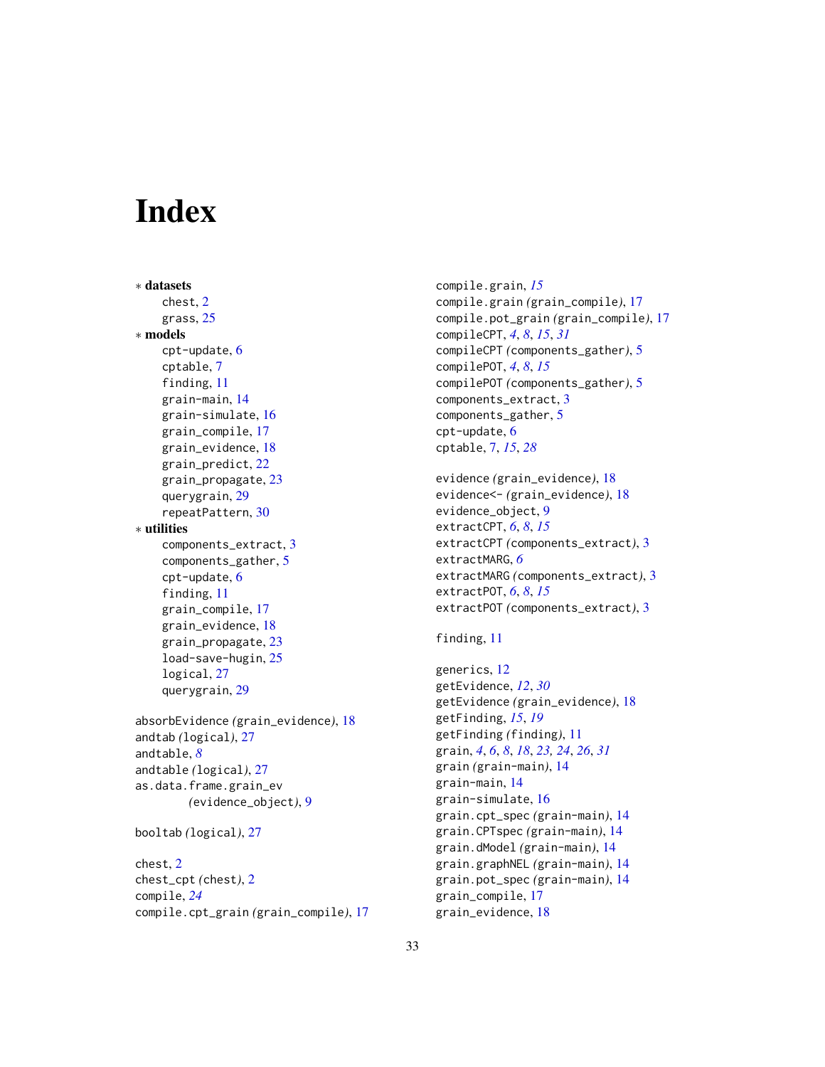# Index

∗ **datasets**
- chest, 2
- grass, 25

∗ **models**
- cpt-update, 6
- cptable, 7
- finding, 11
- grain-main, 14
- grain-simulate, 16
- grain_compile, 17
- grain_evidence, 18
- grain_predict, 22
- grain_propagate, 23
- querygrain, 29
- repeatPattern, 30

∗ **utilities**
- components_extract, 3
- components_gather, 5
- cpt-update, 6
- finding, 11
- grain_compile, 17
- grain_evidence, 18
- grain_propagate, 23
- load-save-hugin, 25
- logical, 27
- querygrain, 29

absorbEvidence *(grain_evidence)*, 18
andtab *(logical)*, 27
andtable, *8*
andtable *(logical)*, 27
as.data.frame.grain_ev *(evidence_object)*, 9

booltab *(logical)*, 27

chest, 2
chest_cpt *(chest)*, 2
compile, *24*
compile.cpt_grain *(grain_compile)*, 17
compile.grain, *15*
compile.grain *(grain_compile)*, 17
compile.pot_grain *(grain_compile)*, 17
compileCPT, *4*, *8*, *15*, *31*
compileCPT *(components_gather)*, 5
compilePOT, *4*, *8*, *15*
compilePOT *(components_gather)*, 5
components_extract, 3
components_gather, 5
cpt-update, 6
cptable, 7, *15*, *28*

evidence *(grain_evidence)*, 18
evidence<- *(grain_evidence)*, 18
evidence_object, 9
extractCPT, *6*, *8*, *15*
extractCPT *(components_extract)*, 3
extractMARG, *6*
extractMARG *(components_extract)*, 3
extractPOT, *6*, *8*, *15*
extractPOT *(components_extract)*, 3

finding, 11

generics, 12
getEvidence, *12*, *30*
getEvidence *(grain_evidence)*, 18
getFinding, *15*, *19*
getFinding *(finding)*, 11
grain, *4*, *6*, *8*, *18*, *23*, *24*, *26*, *31*
grain *(grain-main)*, 14
grain-main, 14
grain-simulate, 16
grain.cpt_spec *(grain-main)*, 14
grain.CPTspec *(grain-main)*, 14
grain.dModel *(grain-main)*, 14
grain.graphNEL *(grain-main)*, 14
grain.pot_spec *(grain-main)*, 14
grain_compile, 17
grain_evidence, 18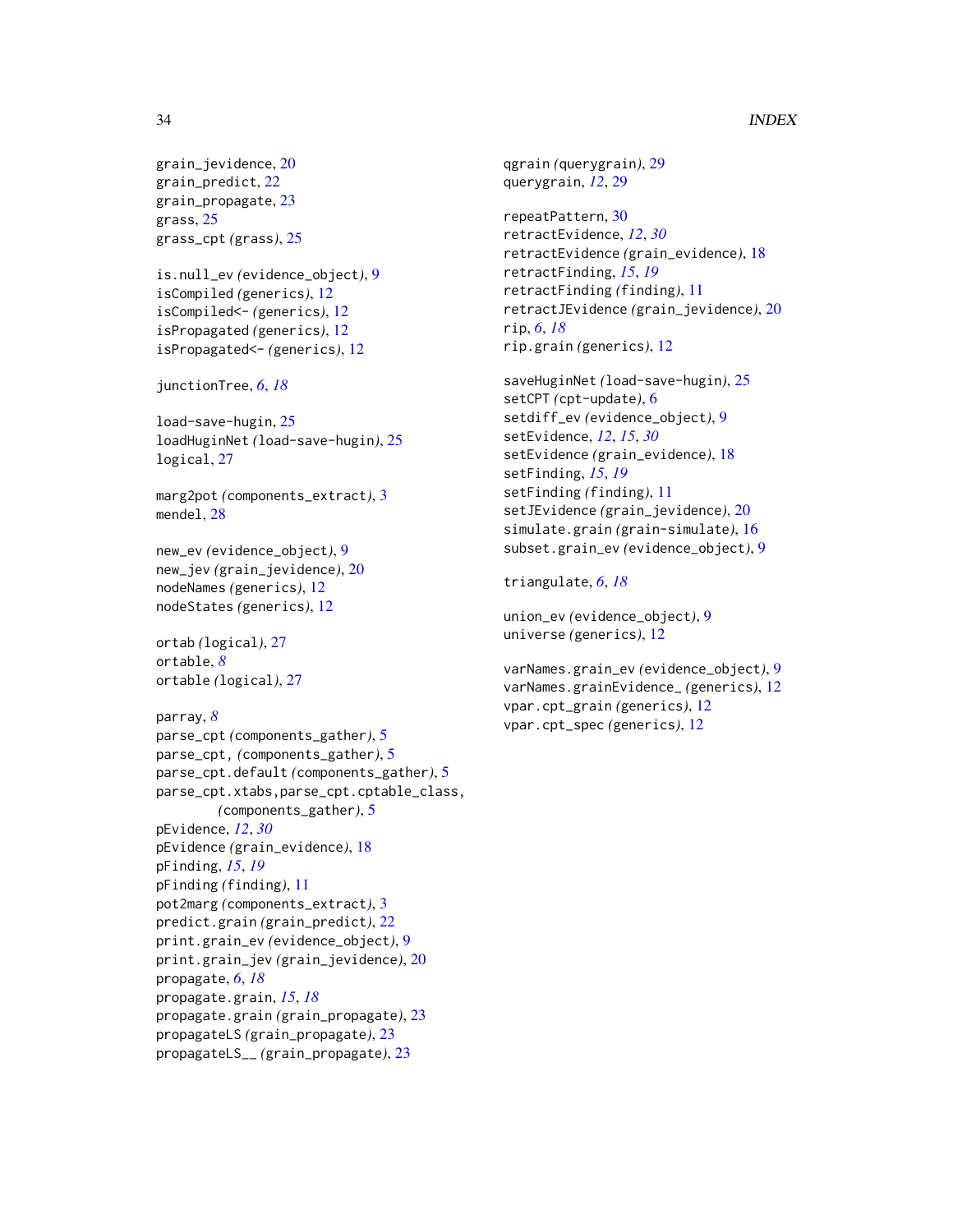grain_jevidence, 20  
grain_predict, 22  
grain_propagate, 23  
grass, 25  
grass_cpt *(grass)*, 25

is.null_ev *(evidence_object)*, 9  
isCompiled *(generics)*, 12  
isCompiled<- *(generics)*, 12  
isPropagated *(generics)*, 12  
isPropagated<- *(generics)*, 12

junctionTree, *6*, *18*

load-save-hugin, 25  
loadHuginNet *(load-save-hugin)*, 25  
logical, 27

marg2pot *(components_extract)*, 3  
mendel, 28

new_ev *(evidence_object)*, 9  
new_jev *(grain_jevidence)*, 20  
nodeNames *(generics)*, 12  
nodeStates *(generics)*, 12

ortab *(logical)*, 27  
ortable, *8*  
ortable *(logical)*, 27

parray, *8*  
parse_cpt *(components_gather)*, 5  
parse_cpt, *(components_gather)*, 5  
parse_cpt.default *(components_gather)*, 5  
parse_cpt.xtabs,parse_cpt.cptable_class, *(components_gather)*, 5  
pEvidence, *12*, *30*  
pEvidence *(grain_evidence)*, 18  
pFinding, *15*, *19*  
pFinding *(finding)*, 11  
pot2marg *(components_extract)*, 3  
predict.grain *(grain_predict)*, 22  
print.grain_ev *(evidence_object)*, 9  
print.grain_jev *(grain_jevidence)*, 20  
propagate, *6*, *18*  
propagate.grain, *15*, *18*  
propagate.grain *(grain_propagate)*, 23  
propagateLS *(grain_propagate)*, 23  
propagateLS__ *(grain_propagate)*, 23

qgrain *(querygrain)*, 29  
querygrain, *12*, 29

repeatPattern, 30  
retractEvidence, *12*, *30*  
retractEvidence *(grain_evidence)*, 18  
retractFinding, *15*, *19*  
retractFinding *(finding)*, 11  
retractJEvidence *(grain_jevidence)*, 20  
rip, *6*, *18*  
rip.grain *(generics)*, 12

saveHuginNet *(load-save-hugin)*, 25  
setCPT *(cpt-update)*, 6  
setdiff_ev *(evidence_object)*, 9  
setEvidence, *12*, *15*, *30*  
setEvidence *(grain_evidence)*, 18  
setFinding, *15*, *19*  
setFinding *(finding)*, 11  
setJEvidence *(grain_jevidence)*, 20  
simulate.grain *(grain-simulate)*, 16  
subset.grain_ev *(evidence_object)*, 9

triangulate, *6*, *18*

union_ev *(evidence_object)*, 9  
universe *(generics)*, 12

varNames.grain_ev *(evidence_object)*, 9  
varNames.grainEvidence_ *(generics)*, 12  
vpar.cpt_grain *(generics)*, 12  
vpar.cpt_spec *(generics)*, 12